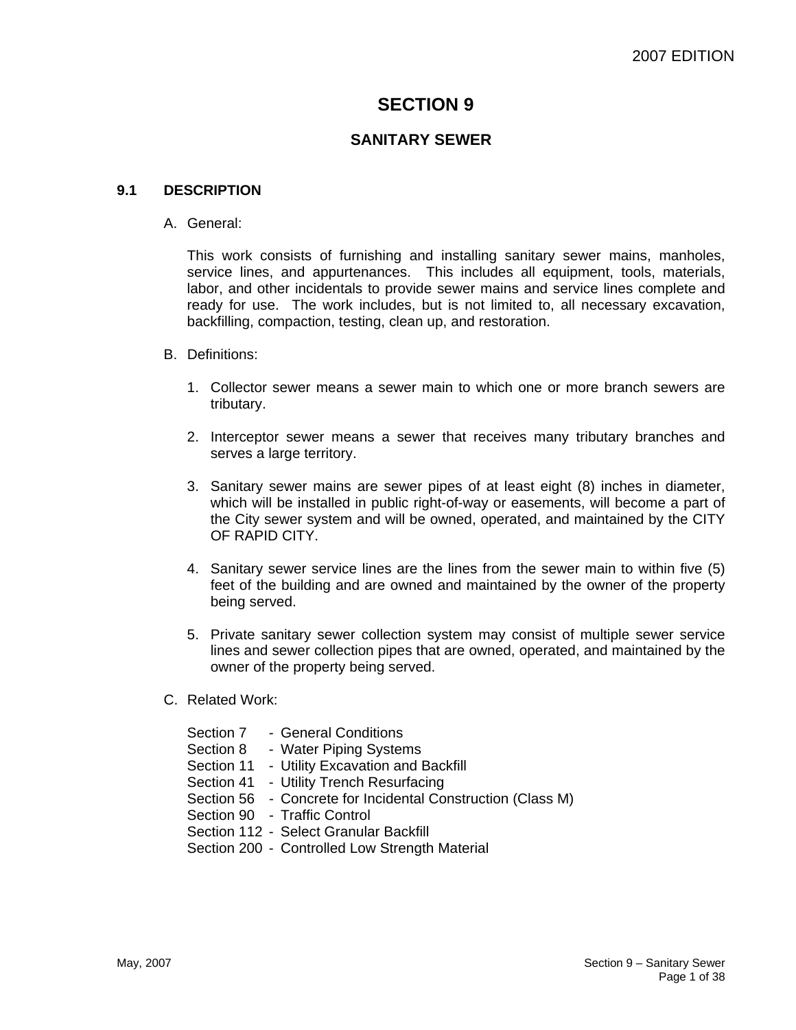# SECTION 9

## SANITARY SEWER

### 9.1 DESCRIPTION

A. General:

This work consists of furnishing and installing sanitary sewer mains, manholes, service lines, and appurtenances. This includes all equipment, tools, materials, labor, and other incidentals to provide sewer mains and service lines complete and ready for use. The work includes, but is not limited to, all necessary excavation, backfilling, compaction, testing, clean up, and restoration.

B. Definitions:

1. Collector sewer means a sewer main to which one or more branch sewers are tributary.

2. Interceptor sewer means a sewer that receives many tributary branches and serves a large territory.

3. Sanitary sewer mains are sewer pipes of at least eight (8) inches in diameter, which will be installed in public right-of-way or easements, will become a part of the City sewer system and will be owned, operated, and maintained by the CITY OF RAPID CITY.

4. Sanitary sewer service lines are the lines from the sewer main to within five (5) feet of the building and are owned and maintained by the owner of the property being served.

5. Private sanitary sewer collection system may consist of multiple sewer service lines and sewer collection pipes that are owned, operated, and maintained by the owner of the property being served.

C. Related Work:

Section 7 - General Conditions
Section 8 - Water Piping Systems
Section 11 - Utility Excavation and Backfill
Section 41 - Utility Trench Resurfacing
Section 56 - Concrete for Incidental Construction (Class M)
Section 90 - Traffic Control
Section 112 - Select Granular Backfill
Section 200 - Controlled Low Strength Material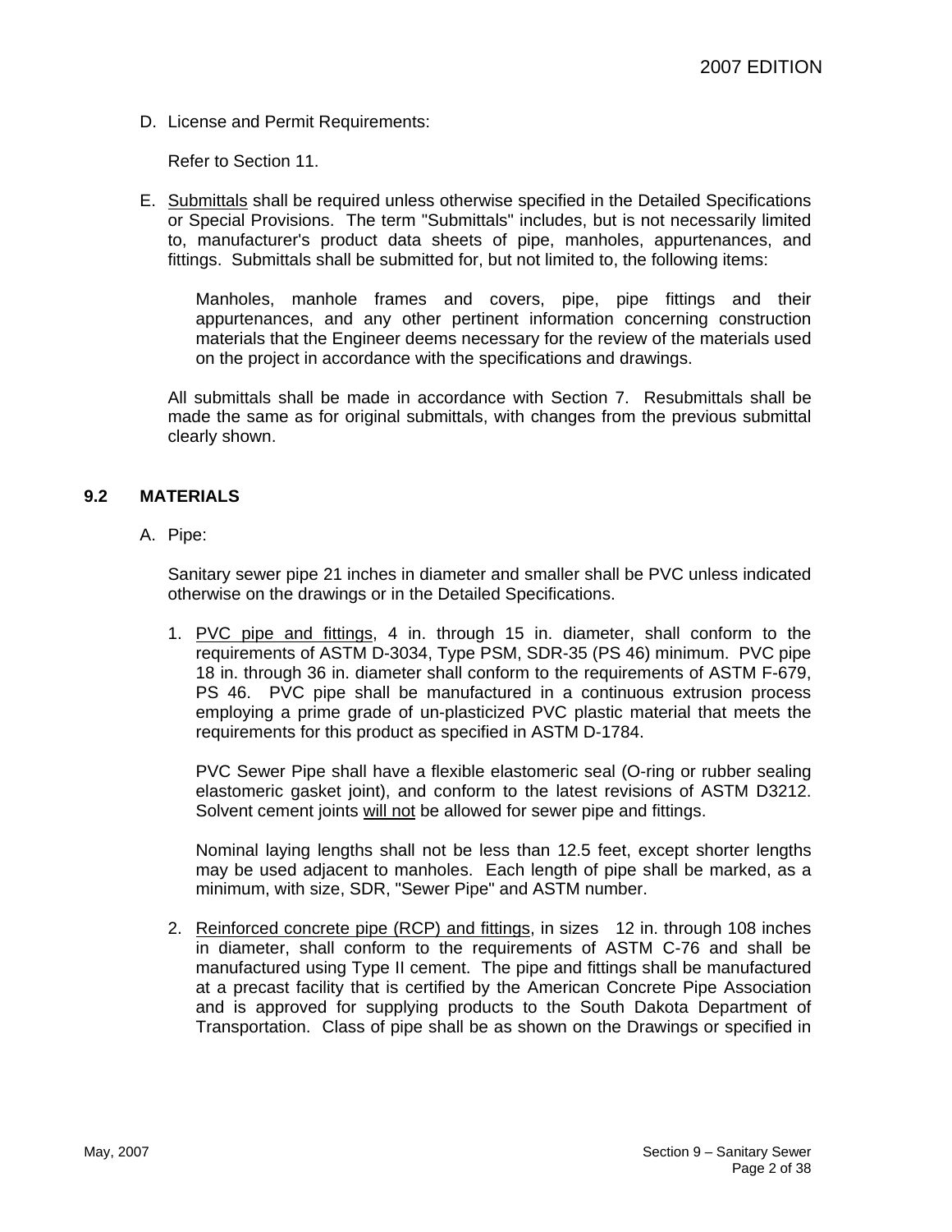D. License and Permit Requirements:

Refer to Section 11.

E. <u>Submittals</u> shall be required unless otherwise specified in the Detailed Specifications or Special Provisions. The term "Submittals" includes, but is not necessarily limited to, manufacturer's product data sheets of pipe, manholes, appurtenances, and fittings. Submittals shall be submitted for, but not limited to, the following items:

   Manholes, manhole frames and covers, pipe, pipe fittings and their appurtenances, and any other pertinent information concerning construction materials that the Engineer deems necessary for the review of the materials used on the project in accordance with the specifications and drawings.

   All submittals shall be made in accordance with Section 7. Resubmittals shall be made the same as for original submittals, with changes from the previous submittal clearly shown.

## 9.2 MATERIALS

A. Pipe:

Sanitary sewer pipe 21 inches in diameter and smaller shall be PVC unless indicated otherwise on the drawings or in the Detailed Specifications.

1. <u>PVC pipe and fittings</u>, 4 in. through 15 in. diameter, shall conform to the requirements of ASTM D-3034, Type PSM, SDR-35 (PS 46) minimum. PVC pipe 18 in. through 36 in. diameter shall conform to the requirements of ASTM F-679, PS 46. PVC pipe shall be manufactured in a continuous extrusion process employing a prime grade of un-plasticized PVC plastic material that meets the requirements for this product as specified in ASTM D-1784.

   PVC Sewer Pipe shall have a flexible elastomeric seal (O-ring or rubber sealing elastomeric gasket joint), and conform to the latest revisions of ASTM D3212. Solvent cement joints <u>will not</u> be allowed for sewer pipe and fittings.

   Nominal laying lengths shall not be less than 12.5 feet, except shorter lengths may be used adjacent to manholes. Each length of pipe shall be marked, as a minimum, with size, SDR, "Sewer Pipe" and ASTM number.

2. <u>Reinforced concrete pipe (RCP) and fittings</u>, in sizes 12 in. through 108 inches in diameter, shall conform to the requirements of ASTM C-76 and shall be manufactured using Type II cement. The pipe and fittings shall be manufactured at a precast facility that is certified by the American Concrete Pipe Association and is approved for supplying products to the South Dakota Department of Transportation. Class of pipe shall be as shown on the Drawings or specified in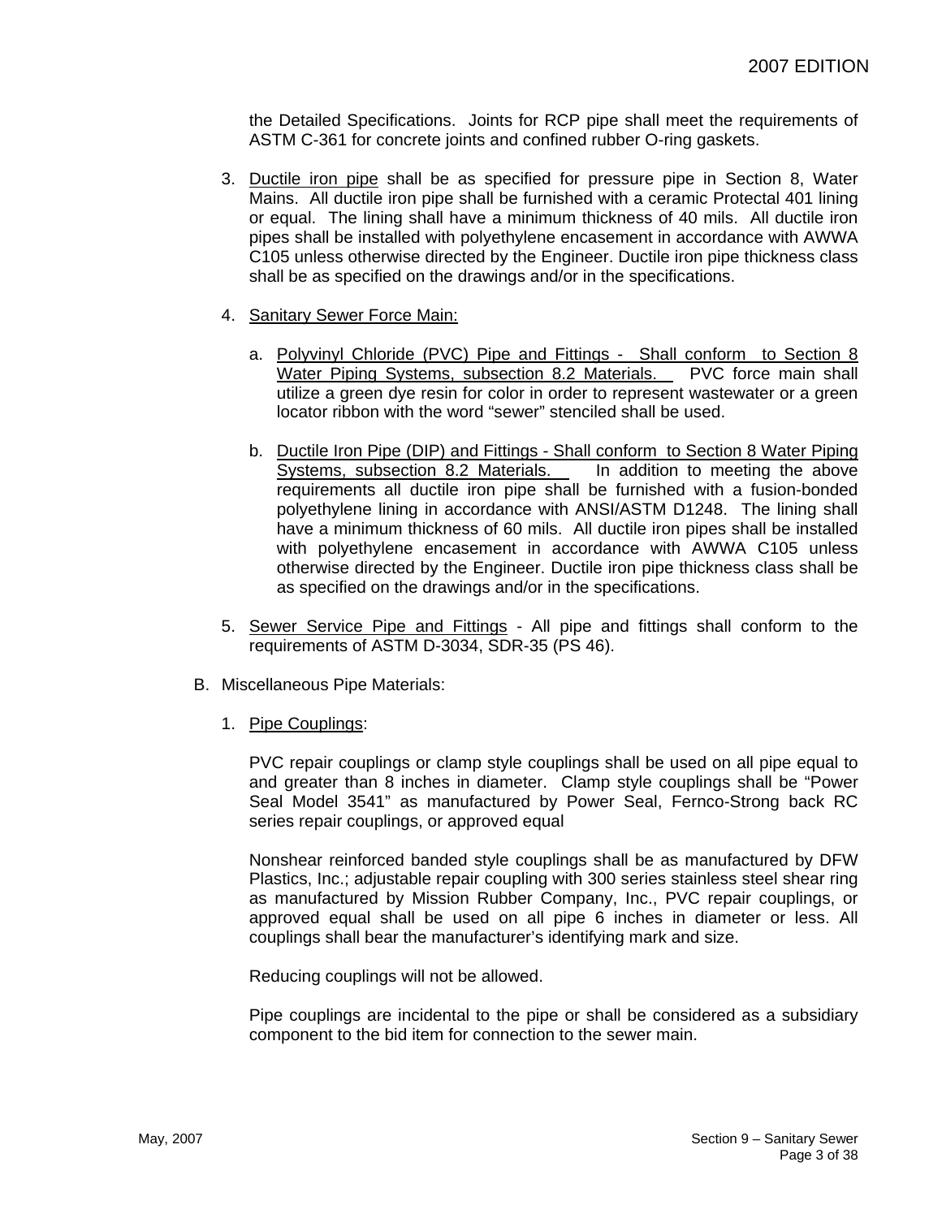the Detailed Specifications. Joints for RCP pipe shall meet the requirements of ASTM C-361 for concrete joints and confined rubber O-ring gaskets.

3. Ductile iron pipe shall be as specified for pressure pipe in Section 8, Water Mains. All ductile iron pipe shall be furnished with a ceramic Protectal 401 lining or equal. The lining shall have a minimum thickness of 40 mils. All ductile iron pipes shall be installed with polyethylene encasement in accordance with AWWA C105 unless otherwise directed by the Engineer. Ductile iron pipe thickness class shall be as specified on the drawings and/or in the specifications.

4. Sanitary Sewer Force Main:

   a. Polyvinyl Chloride (PVC) Pipe and Fittings - Shall conform to Section 8 Water Piping Systems, subsection 8.2 Materials. PVC force main shall utilize a green dye resin for color in order to represent wastewater or a green locator ribbon with the word "sewer" stenciled shall be used.

   b. Ductile Iron Pipe (DIP) and Fittings - Shall conform to Section 8 Water Piping Systems, subsection 8.2 Materials. In addition to meeting the above requirements all ductile iron pipe shall be furnished with a fusion-bonded polyethylene lining in accordance with ANSI/ASTM D1248. The lining shall have a minimum thickness of 60 mils. All ductile iron pipes shall be installed with polyethylene encasement in accordance with AWWA C105 unless otherwise directed by the Engineer. Ductile iron pipe thickness class shall be as specified on the drawings and/or in the specifications.

5. Sewer Service Pipe and Fittings - All pipe and fittings shall conform to the requirements of ASTM D-3034, SDR-35 (PS 46).

B. Miscellaneous Pipe Materials:

1. Pipe Couplings:

   PVC repair couplings or clamp style couplings shall be used on all pipe equal to and greater than 8 inches in diameter. Clamp style couplings shall be "Power Seal Model 3541" as manufactured by Power Seal, Fernco-Strong back RC series repair couplings, or approved equal

   Nonshear reinforced banded style couplings shall be as manufactured by DFW Plastics, Inc.; adjustable repair coupling with 300 series stainless steel shear ring as manufactured by Mission Rubber Company, Inc., PVC repair couplings, or approved equal shall be used on all pipe 6 inches in diameter or less. All couplings shall bear the manufacturer's identifying mark and size.

   Reducing couplings will not be allowed.

   Pipe couplings are incidental to the pipe or shall be considered as a subsidiary component to the bid item for connection to the sewer main.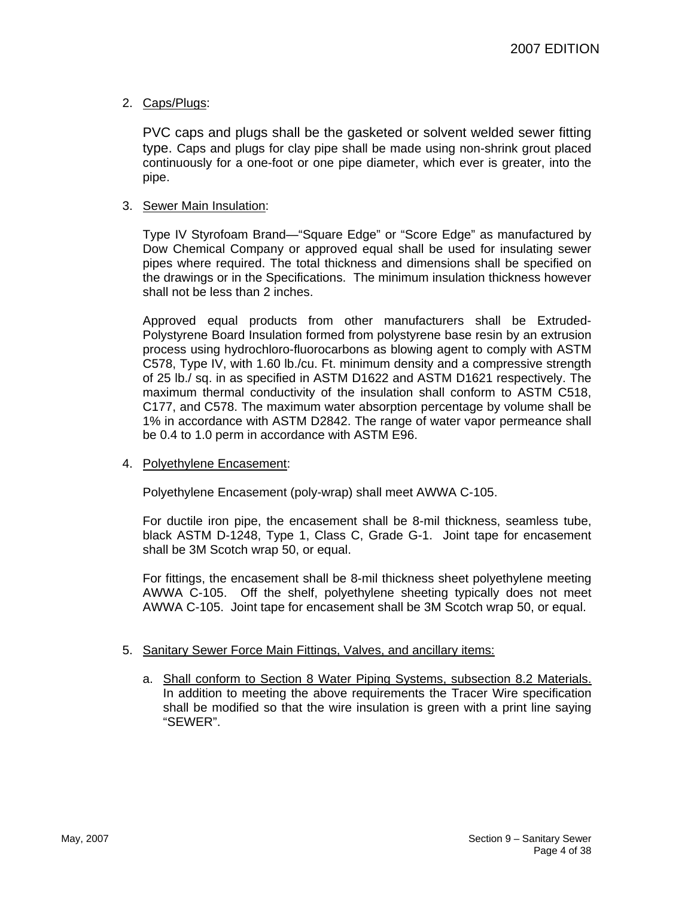2. Caps/Plugs:

   PVC caps and plugs shall be the gasketed or solvent welded sewer fitting type. Caps and plugs for clay pipe shall be made using non-shrink grout placed continuously for a one-foot or one pipe diameter, which ever is greater, into the pipe.

3. Sewer Main Insulation:

   Type IV Styrofoam Brand—"Square Edge" or "Score Edge" as manufactured by Dow Chemical Company or approved equal shall be used for insulating sewer pipes where required. The total thickness and dimensions shall be specified on the drawings or in the Specifications. The minimum insulation thickness however shall not be less than 2 inches.

   Approved equal products from other manufacturers shall be Extruded-Polystyrene Board Insulation formed from polystyrene base resin by an extrusion process using hydrochloro-fluorocarbons as blowing agent to comply with ASTM C578, Type IV, with 1.60 lb./cu. Ft. minimum density and a compressive strength of 25 lb./ sq. in as specified in ASTM D1622 and ASTM D1621 respectively. The maximum thermal conductivity of the insulation shall conform to ASTM C518, C177, and C578. The maximum water absorption percentage by volume shall be 1% in accordance with ASTM D2842. The range of water vapor permeance shall be 0.4 to 1.0 perm in accordance with ASTM E96.

4. Polyethylene Encasement:

   Polyethylene Encasement (poly-wrap) shall meet AWWA C-105.

   For ductile iron pipe, the encasement shall be 8-mil thickness, seamless tube, black ASTM D-1248, Type 1, Class C, Grade G-1. Joint tape for encasement shall be 3M Scotch wrap 50, or equal.

   For fittings, the encasement shall be 8-mil thickness sheet polyethylene meeting AWWA C-105. Off the shelf, polyethylene sheeting typically does not meet AWWA C-105. Joint tape for encasement shall be 3M Scotch wrap 50, or equal.

5. Sanitary Sewer Force Main Fittings, Valves, and ancillary items:

   a. Shall conform to Section 8 Water Piping Systems, subsection 8.2 Materials. In addition to meeting the above requirements the Tracer Wire specification shall be modified so that the wire insulation is green with a print line saying "SEWER".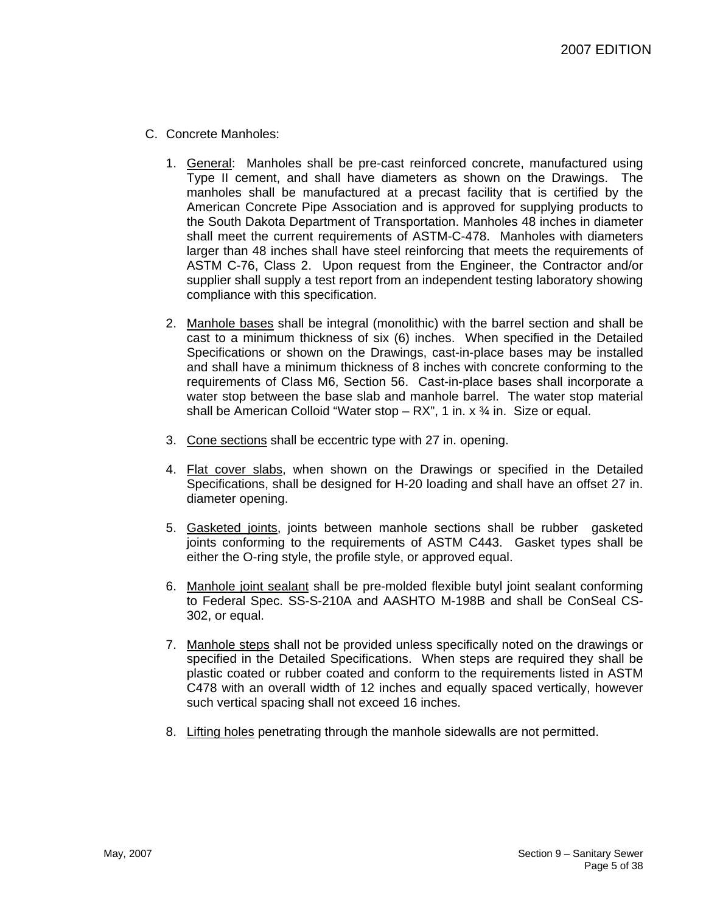C. Concrete Manholes:

1. General: Manholes shall be pre-cast reinforced concrete, manufactured using Type II cement, and shall have diameters as shown on the Drawings. The manholes shall be manufactured at a precast facility that is certified by the American Concrete Pipe Association and is approved for supplying products to the South Dakota Department of Transportation. Manholes 48 inches in diameter shall meet the current requirements of ASTM-C-478. Manholes with diameters larger than 48 inches shall have steel reinforcing that meets the requirements of ASTM C-76, Class 2. Upon request from the Engineer, the Contractor and/or supplier shall supply a test report from an independent testing laboratory showing compliance with this specification.

2. Manhole bases shall be integral (monolithic) with the barrel section and shall be cast to a minimum thickness of six (6) inches. When specified in the Detailed Specifications or shown on the Drawings, cast-in-place bases may be installed and shall have a minimum thickness of 8 inches with concrete conforming to the requirements of Class M6, Section 56. Cast-in-place bases shall incorporate a water stop between the base slab and manhole barrel. The water stop material shall be American Colloid "Water stop – RX", 1 in. x ¾ in. Size or equal.

3. Cone sections shall be eccentric type with 27 in. opening.

4. Flat cover slabs, when shown on the Drawings or specified in the Detailed Specifications, shall be designed for H-20 loading and shall have an offset 27 in. diameter opening.

5. Gasketed joints, joints between manhole sections shall be rubber gasketed joints conforming to the requirements of ASTM C443. Gasket types shall be either the O-ring style, the profile style, or approved equal.

6. Manhole joint sealant shall be pre-molded flexible butyl joint sealant conforming to Federal Spec. SS-S-210A and AASHTO M-198B and shall be ConSeal CS-302, or equal.

7. Manhole steps shall not be provided unless specifically noted on the drawings or specified in the Detailed Specifications. When steps are required they shall be plastic coated or rubber coated and conform to the requirements listed in ASTM C478 with an overall width of 12 inches and equally spaced vertically, however such vertical spacing shall not exceed 16 inches.

8. Lifting holes penetrating through the manhole sidewalls are not permitted.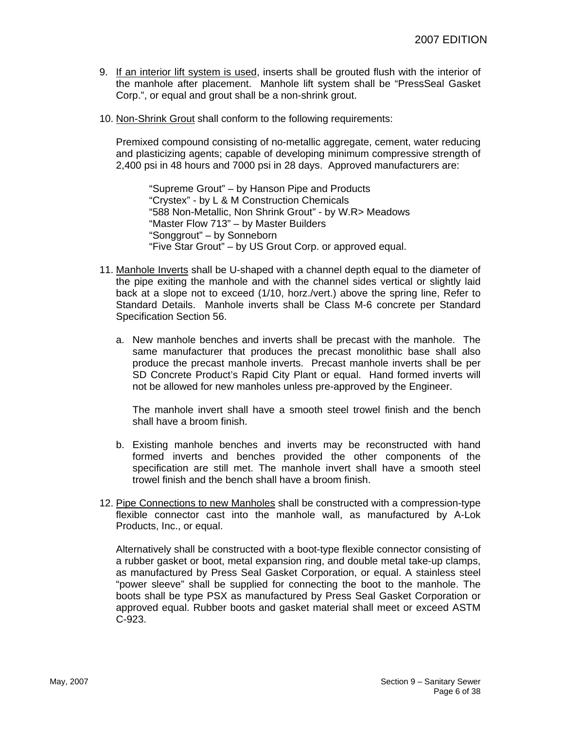9. <u>If an interior lift system is used</u>, inserts shall be grouted flush with the interior of the manhole after placement. Manhole lift system shall be "PressSeal Gasket Corp.", or equal and grout shall be a non-shrink grout.

10. <u>Non-Shrink Grout</u> shall conform to the following requirements:

    Premixed compound consisting of no-metallic aggregate, cement, water reducing and plasticizing agents; capable of developing minimum compressive strength of 2,400 psi in 48 hours and 7000 psi in 28 days. Approved manufacturers are:

    > "Supreme Grout" – by Hanson Pipe and Products
    > "Crystex" - by L & M Construction Chemicals
    > "588 Non-Metallic, Non Shrink Grout" - by W.R> Meadows
    > "Master Flow 713" – by Master Builders
    > "Songgrout" – by Sonneborn
    > "Five Star Grout" – by US Grout Corp. or approved equal.

11. <u>Manhole Inverts</u> shall be U-shaped with a channel depth equal to the diameter of the pipe exiting the manhole and with the channel sides vertical or slightly laid back at a slope not to exceed (1/10, horz./vert.) above the spring line, Refer to Standard Details. Manhole inverts shall be Class M-6 concrete per Standard Specification Section 56.

    a. New manhole benches and inverts shall be precast with the manhole. The same manufacturer that produces the precast monolithic base shall also produce the precast manhole inverts. Precast manhole inverts shall be per SD Concrete Product's Rapid City Plant or equal. Hand formed inverts will not be allowed for new manholes unless pre-approved by the Engineer.

       The manhole invert shall have a smooth steel trowel finish and the bench shall have a broom finish.

    b. Existing manhole benches and inverts may be reconstructed with hand formed inverts and benches provided the other components of the specification are still met. The manhole invert shall have a smooth steel trowel finish and the bench shall have a broom finish.

12. <u>Pipe Connections to new Manholes</u> shall be constructed with a compression-type flexible connector cast into the manhole wall, as manufactured by A-Lok Products, Inc., or equal.

    Alternatively shall be constructed with a boot-type flexible connector consisting of a rubber gasket or boot, metal expansion ring, and double metal take-up clamps, as manufactured by Press Seal Gasket Corporation, or equal. A stainless steel "power sleeve" shall be supplied for connecting the boot to the manhole. The boots shall be type PSX as manufactured by Press Seal Gasket Corporation or approved equal. Rubber boots and gasket material shall meet or exceed ASTM C-923.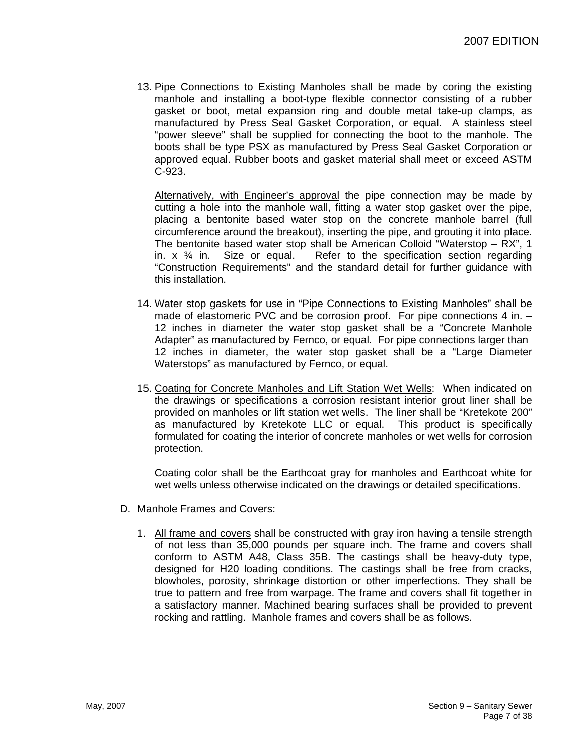13. Pipe Connections to Existing Manholes shall be made by coring the existing manhole and installing a boot-type flexible connector consisting of a rubber gasket or boot, metal expansion ring and double metal take-up clamps, as manufactured by Press Seal Gasket Corporation, or equal. A stainless steel "power sleeve" shall be supplied for connecting the boot to the manhole. The boots shall be type PSX as manufactured by Press Seal Gasket Corporation or approved equal. Rubber boots and gasket material shall meet or exceed ASTM C-923.

    Alternatively, with Engineer's approval the pipe connection may be made by cutting a hole into the manhole wall, fitting a water stop gasket over the pipe, placing a bentonite based water stop on the concrete manhole barrel (full circumference around the breakout), inserting the pipe, and grouting it into place. The bentonite based water stop shall be American Colloid "Waterstop – RX", 1 in. x ¾ in. Size or equal. Refer to the specification section regarding "Construction Requirements" and the standard detail for further guidance with this installation.

14. Water stop gaskets for use in "Pipe Connections to Existing Manholes" shall be made of elastomeric PVC and be corrosion proof. For pipe connections 4 in. – 12 inches in diameter the water stop gasket shall be a "Concrete Manhole Adapter" as manufactured by Fernco, or equal. For pipe connections larger than 12 inches in diameter, the water stop gasket shall be a "Large Diameter Waterstops" as manufactured by Fernco, or equal.

15. Coating for Concrete Manholes and Lift Station Wet Wells: When indicated on the drawings or specifications a corrosion resistant interior grout liner shall be provided on manholes or lift station wet wells. The liner shall be "Kretekote 200" as manufactured by Kretekote LLC or equal. This product is specifically formulated for coating the interior of concrete manholes or wet wells for corrosion protection.

    Coating color shall be the Earthcoat gray for manholes and Earthcoat white for wet wells unless otherwise indicated on the drawings or detailed specifications.

D. Manhole Frames and Covers:

1. All frame and covers shall be constructed with gray iron having a tensile strength of not less than 35,000 pounds per square inch. The frame and covers shall conform to ASTM A48, Class 35B. The castings shall be heavy-duty type, designed for H20 loading conditions. The castings shall be free from cracks, blowholes, porosity, shrinkage distortion or other imperfections. They shall be true to pattern and free from warpage. The frame and covers shall fit together in a satisfactory manner. Machined bearing surfaces shall be provided to prevent rocking and rattling. Manhole frames and covers shall be as follows.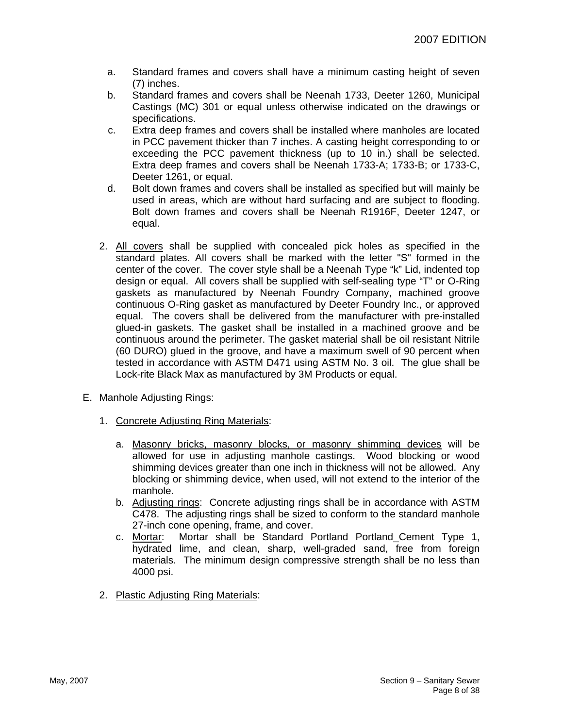a. Standard frames and covers shall have a minimum casting height of seven (7) inches.
b. Standard frames and covers shall be Neenah 1733, Deeter 1260, Municipal Castings (MC) 301 or equal unless otherwise indicated on the drawings or specifications.
c. Extra deep frames and covers shall be installed where manholes are located in PCC pavement thicker than 7 inches. A casting height corresponding to or exceeding the PCC pavement thickness (up to 10 in.) shall be selected. Extra deep frames and covers shall be Neenah 1733-A; 1733-B; or 1733-C, Deeter 1261, or equal.
d. Bolt down frames and covers shall be installed as specified but will mainly be used in areas, which are without hard surfacing and are subject to flooding. Bolt down frames and covers shall be Neenah R1916F, Deeter 1247, or equal.

2. <u>All covers</u> shall be supplied with concealed pick holes as specified in the standard plates. All covers shall be marked with the letter "S" formed in the center of the cover. The cover style shall be a Neenah Type "k" Lid, indented top design or equal. All covers shall be supplied with self-sealing type "T" or O-Ring gaskets as manufactured by Neenah Foundry Company, machined groove continuous O-Ring gasket as manufactured by Deeter Foundry Inc., or approved equal. The covers shall be delivered from the manufacturer with pre-installed glued-in gaskets. The gasket shall be installed in a machined groove and be continuous around the perimeter. The gasket material shall be oil resistant Nitrile (60 DURO) glued in the groove, and have a maximum swell of 90 percent when tested in accordance with ASTM D471 using ASTM No. 3 oil. The glue shall be Lock-rite Black Max as manufactured by 3M Products or equal.

E. Manhole Adjusting Rings:

1. <u>Concrete Adjusting Ring Materials</u>:

   a. <u>Masonry bricks, masonry blocks, or masonry shimming devices</u> will be allowed for use in adjusting manhole castings. Wood blocking or wood shimming devices greater than one inch in thickness will not be allowed. Any blocking or shimming device, when used, will not extend to the interior of the manhole.
   b. <u>Adjusting rings</u>: Concrete adjusting rings shall be in accordance with ASTM C478. The adjusting rings shall be sized to conform to the standard manhole 27-inch cone opening, frame, and cover.
   c. <u>Mortar</u>: Mortar shall be Standard Portland Portland_Cement Type 1, hydrated lime, and clean, sharp, well-graded sand, free from foreign materials. The minimum design compressive strength shall be no less than 4000 psi.

2. <u>Plastic Adjusting Ring Materials</u>: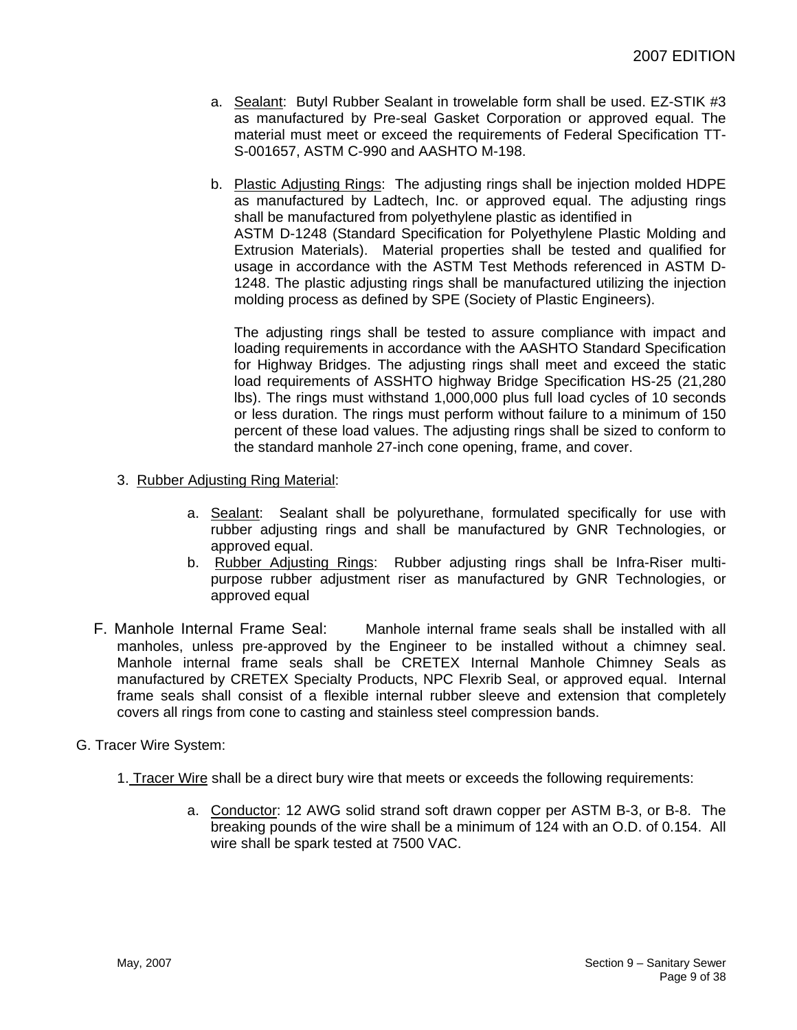a. Sealant: Butyl Rubber Sealant in trowelable form shall be used. EZ-STIK #3 as manufactured by Pre-seal Gasket Corporation or approved equal. The material must meet or exceed the requirements of Federal Specification TT-S-001657, ASTM C-990 and AASHTO M-198.

b. Plastic Adjusting Rings: The adjusting rings shall be injection molded HDPE as manufactured by Ladtech, Inc. or approved equal. The adjusting rings shall be manufactured from polyethylene plastic as identified in ASTM D-1248 (Standard Specification for Polyethylene Plastic Molding and Extrusion Materials). Material properties shall be tested and qualified for usage in accordance with the ASTM Test Methods referenced in ASTM D-1248. The plastic adjusting rings shall be manufactured utilizing the injection molding process as defined by SPE (Society of Plastic Engineers).

   The adjusting rings shall be tested to assure compliance with impact and loading requirements in accordance with the AASHTO Standard Specification for Highway Bridges. The adjusting rings shall meet and exceed the static load requirements of ASSHTO highway Bridge Specification HS-25 (21,280 lbs). The rings must withstand 1,000,000 plus full load cycles of 10 seconds or less duration. The rings must perform without failure to a minimum of 150 percent of these load values. The adjusting rings shall be sized to conform to the standard manhole 27-inch cone opening, frame, and cover.

3. Rubber Adjusting Ring Material:

   a. Sealant: Sealant shall be polyurethane, formulated specifically for use with rubber adjusting rings and shall be manufactured by GNR Technologies, or approved equal.
   b. Rubber Adjusting Rings: Rubber adjusting rings shall be Infra-Riser multi-purpose rubber adjustment riser as manufactured by GNR Technologies, or approved equal

F. Manhole Internal Frame Seal: Manhole internal frame seals shall be installed with all manholes, unless pre-approved by the Engineer to be installed without a chimney seal. Manhole internal frame seals shall be CRETEX Internal Manhole Chimney Seals as manufactured by CRETEX Specialty Products, NPC Flexrib Seal, or approved equal. Internal frame seals shall consist of a flexible internal rubber sleeve and extension that completely covers all rings from cone to casting and stainless steel compression bands.

G. Tracer Wire System:

1. Tracer Wire shall be a direct bury wire that meets or exceeds the following requirements:

   a. Conductor: 12 AWG solid strand soft drawn copper per ASTM B-3, or B-8. The breaking pounds of the wire shall be a minimum of 124 with an O.D. of 0.154. All wire shall be spark tested at 7500 VAC.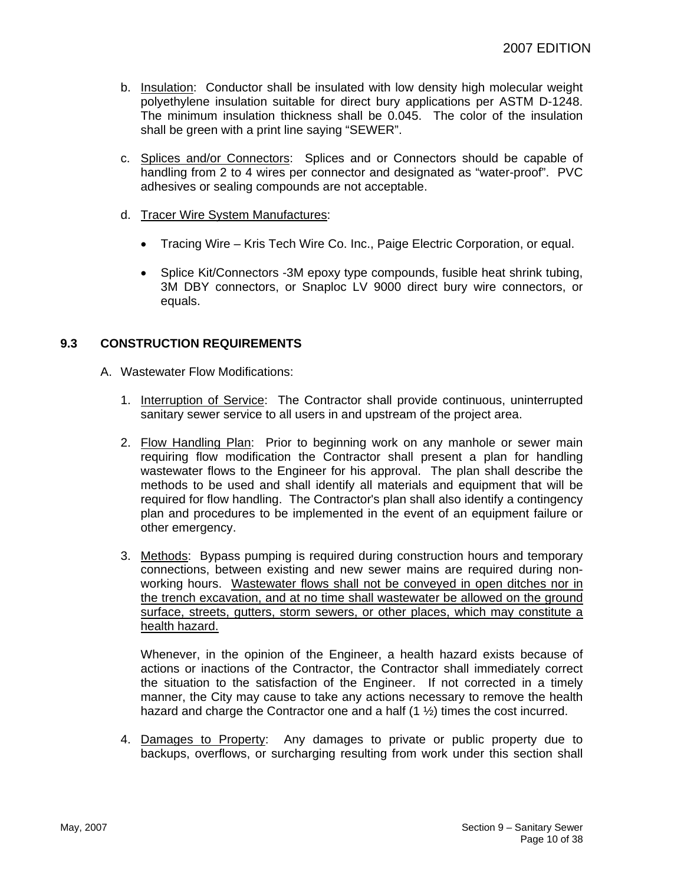b. Insulation: Conductor shall be insulated with low density high molecular weight polyethylene insulation suitable for direct bury applications per ASTM D-1248. The minimum insulation thickness shall be 0.045. The color of the insulation shall be green with a print line saying "SEWER".

c. Splices and/or Connectors: Splices and or Connectors should be capable of handling from 2 to 4 wires per connector and designated as "water-proof". PVC adhesives or sealing compounds are not acceptable.

d. Tracer Wire System Manufactures:

- Tracing Wire – Kris Tech Wire Co. Inc., Paige Electric Corporation, or equal.

- Splice Kit/Connectors -3M epoxy type compounds, fusible heat shrink tubing, 3M DBY connectors, or Snaploc LV 9000 direct bury wire connectors, or equals.

## 9.3 CONSTRUCTION REQUIREMENTS

A. Wastewater Flow Modifications:

1. Interruption of Service: The Contractor shall provide continuous, uninterrupted sanitary sewer service to all users in and upstream of the project area.

2. Flow Handling Plan: Prior to beginning work on any manhole or sewer main requiring flow modification the Contractor shall present a plan for handling wastewater flows to the Engineer for his approval. The plan shall describe the methods to be used and shall identify all materials and equipment that will be required for flow handling. The Contractor's plan shall also identify a contingency plan and procedures to be implemented in the event of an equipment failure or other emergency.

3. Methods: Bypass pumping is required during construction hours and temporary connections, between existing and new sewer mains are required during non-working hours. Wastewater flows shall not be conveyed in open ditches nor in the trench excavation, and at no time shall wastewater be allowed on the ground surface, streets, gutters, storm sewers, or other places, which may constitute a health hazard.

   Whenever, in the opinion of the Engineer, a health hazard exists because of actions or inactions of the Contractor, the Contractor shall immediately correct the situation to the satisfaction of the Engineer. If not corrected in a timely manner, the City may cause to take any actions necessary to remove the health hazard and charge the Contractor one and a half (1 ½) times the cost incurred.

4. Damages to Property: Any damages to private or public property due to backups, overflows, or surcharging resulting from work under this section shall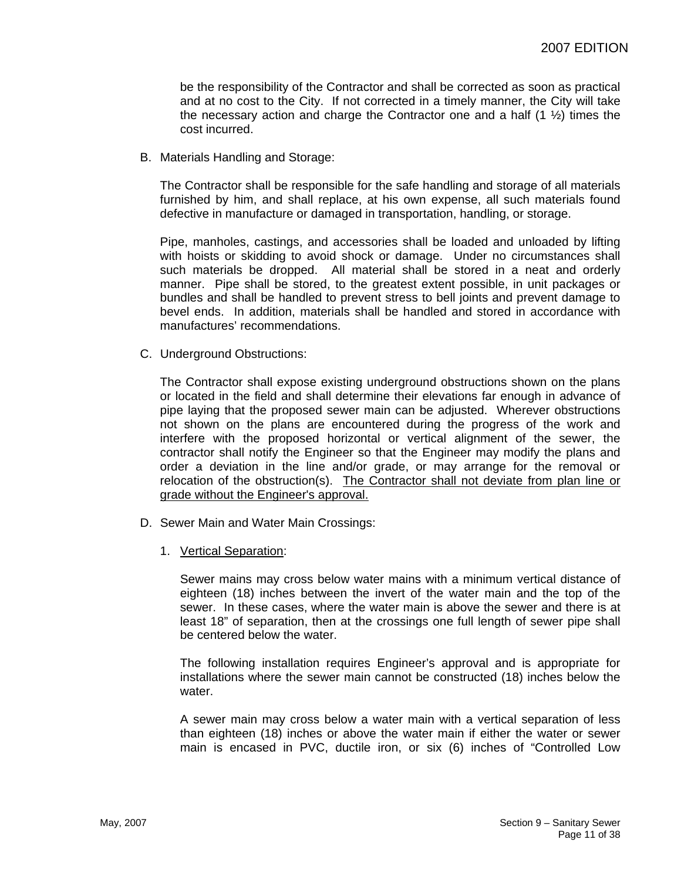be the responsibility of the Contractor and shall be corrected as soon as practical and at no cost to the City. If not corrected in a timely manner, the City will take the necessary action and charge the Contractor one and a half (1 ½) times the cost incurred.

B. Materials Handling and Storage:

The Contractor shall be responsible for the safe handling and storage of all materials furnished by him, and shall replace, at his own expense, all such materials found defective in manufacture or damaged in transportation, handling, or storage.

Pipe, manholes, castings, and accessories shall be loaded and unloaded by lifting with hoists or skidding to avoid shock or damage. Under no circumstances shall such materials be dropped. All material shall be stored in a neat and orderly manner. Pipe shall be stored, to the greatest extent possible, in unit packages or bundles and shall be handled to prevent stress to bell joints and prevent damage to bevel ends. In addition, materials shall be handled and stored in accordance with manufactures' recommendations.

C. Underground Obstructions:

The Contractor shall expose existing underground obstructions shown on the plans or located in the field and shall determine their elevations far enough in advance of pipe laying that the proposed sewer main can be adjusted. Wherever obstructions not shown on the plans are encountered during the progress of the work and interfere with the proposed horizontal or vertical alignment of the sewer, the contractor shall notify the Engineer so that the Engineer may modify the plans and order a deviation in the line and/or grade, or may arrange for the removal or relocation of the obstruction(s). <u>The Contractor shall not deviate from plan line or grade without the Engineer's approval.</u>

D. Sewer Main and Water Main Crossings:

1. <u>Vertical Separation</u>:

Sewer mains may cross below water mains with a minimum vertical distance of eighteen (18) inches between the invert of the water main and the top of the sewer. In these cases, where the water main is above the sewer and there is at least 18" of separation, then at the crossings one full length of sewer pipe shall be centered below the water.

The following installation requires Engineer's approval and is appropriate for installations where the sewer main cannot be constructed (18) inches below the water.

A sewer main may cross below a water main with a vertical separation of less than eighteen (18) inches or above the water main if either the water or sewer main is encased in PVC, ductile iron, or six (6) inches of "Controlled Low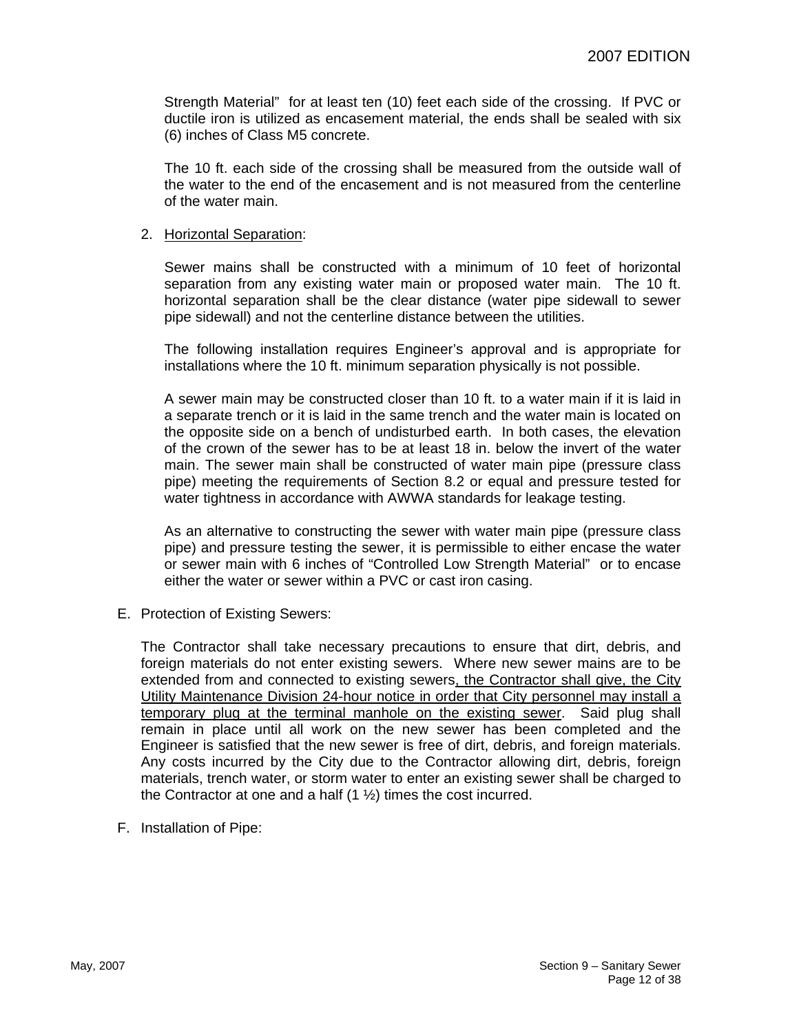Strength Material" for at least ten (10) feet each side of the crossing. If PVC or ductile iron is utilized as encasement material, the ends shall be sealed with six (6) inches of Class M5 concrete.

The 10 ft. each side of the crossing shall be measured from the outside wall of the water to the end of the encasement and is not measured from the centerline of the water main.

2. <u>Horizontal Separation</u>:

   Sewer mains shall be constructed with a minimum of 10 feet of horizontal separation from any existing water main or proposed water main. The 10 ft. horizontal separation shall be the clear distance (water pipe sidewall to sewer pipe sidewall) and not the centerline distance between the utilities.

   The following installation requires Engineer's approval and is appropriate for installations where the 10 ft. minimum separation physically is not possible.

   A sewer main may be constructed closer than 10 ft. to a water main if it is laid in a separate trench or it is laid in the same trench and the water main is located on the opposite side on a bench of undisturbed earth. In both cases, the elevation of the crown of the sewer has to be at least 18 in. below the invert of the water main. The sewer main shall be constructed of water main pipe (pressure class pipe) meeting the requirements of Section 8.2 or equal and pressure tested for water tightness in accordance with AWWA standards for leakage testing.

   As an alternative to constructing the sewer with water main pipe (pressure class pipe) and pressure testing the sewer, it is permissible to either encase the water or sewer main with 6 inches of "Controlled Low Strength Material" or to encase either the water or sewer within a PVC or cast iron casing.

E. Protection of Existing Sewers:

   The Contractor shall take necessary precautions to ensure that dirt, debris, and foreign materials do not enter existing sewers. Where new sewer mains are to be extended from and connected to existing sewers<u>, the Contractor shall give, the City Utility Maintenance Division 24-hour notice in order that City personnel may install a temporary plug at the terminal manhole on the existing sewer</u>. Said plug shall remain in place until all work on the new sewer has been completed and the Engineer is satisfied that the new sewer is free of dirt, debris, and foreign materials. Any costs incurred by the City due to the Contractor allowing dirt, debris, foreign materials, trench water, or storm water to enter an existing sewer shall be charged to the Contractor at one and a half (1 ½) times the cost incurred.

F. Installation of Pipe: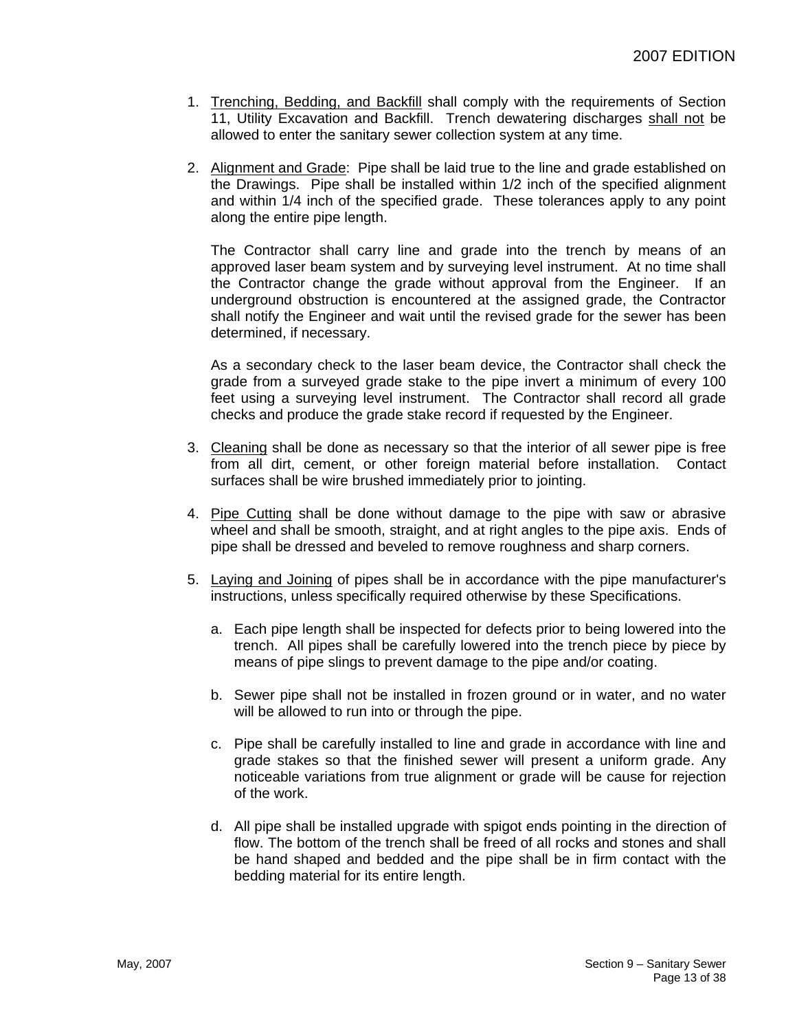1. Trenching, Bedding, and Backfill shall comply with the requirements of Section 11, Utility Excavation and Backfill. Trench dewatering discharges shall not be allowed to enter the sanitary sewer collection system at any time.

2. Alignment and Grade: Pipe shall be laid true to the line and grade established on the Drawings. Pipe shall be installed within 1/2 inch of the specified alignment and within 1/4 inch of the specified grade. These tolerances apply to any point along the entire pipe length.

   The Contractor shall carry line and grade into the trench by means of an approved laser beam system and by surveying level instrument. At no time shall the Contractor change the grade without approval from the Engineer. If an underground obstruction is encountered at the assigned grade, the Contractor shall notify the Engineer and wait until the revised grade for the sewer has been determined, if necessary.

   As a secondary check to the laser beam device, the Contractor shall check the grade from a surveyed grade stake to the pipe invert a minimum of every 100 feet using a surveying level instrument. The Contractor shall record all grade checks and produce the grade stake record if requested by the Engineer.

3. Cleaning shall be done as necessary so that the interior of all sewer pipe is free from all dirt, cement, or other foreign material before installation. Contact surfaces shall be wire brushed immediately prior to jointing.

4. Pipe Cutting shall be done without damage to the pipe with saw or abrasive wheel and shall be smooth, straight, and at right angles to the pipe axis. Ends of pipe shall be dressed and beveled to remove roughness and sharp corners.

5. Laying and Joining of pipes shall be in accordance with the pipe manufacturer's instructions, unless specifically required otherwise by these Specifications.

   a. Each pipe length shall be inspected for defects prior to being lowered into the trench. All pipes shall be carefully lowered into the trench piece by piece by means of pipe slings to prevent damage to the pipe and/or coating.

   b. Sewer pipe shall not be installed in frozen ground or in water, and no water will be allowed to run into or through the pipe.

   c. Pipe shall be carefully installed to line and grade in accordance with line and grade stakes so that the finished sewer will present a uniform grade. Any noticeable variations from true alignment or grade will be cause for rejection of the work.

   d. All pipe shall be installed upgrade with spigot ends pointing in the direction of flow. The bottom of the trench shall be freed of all rocks and stones and shall be hand shaped and bedded and the pipe shall be in firm contact with the bedding material for its entire length.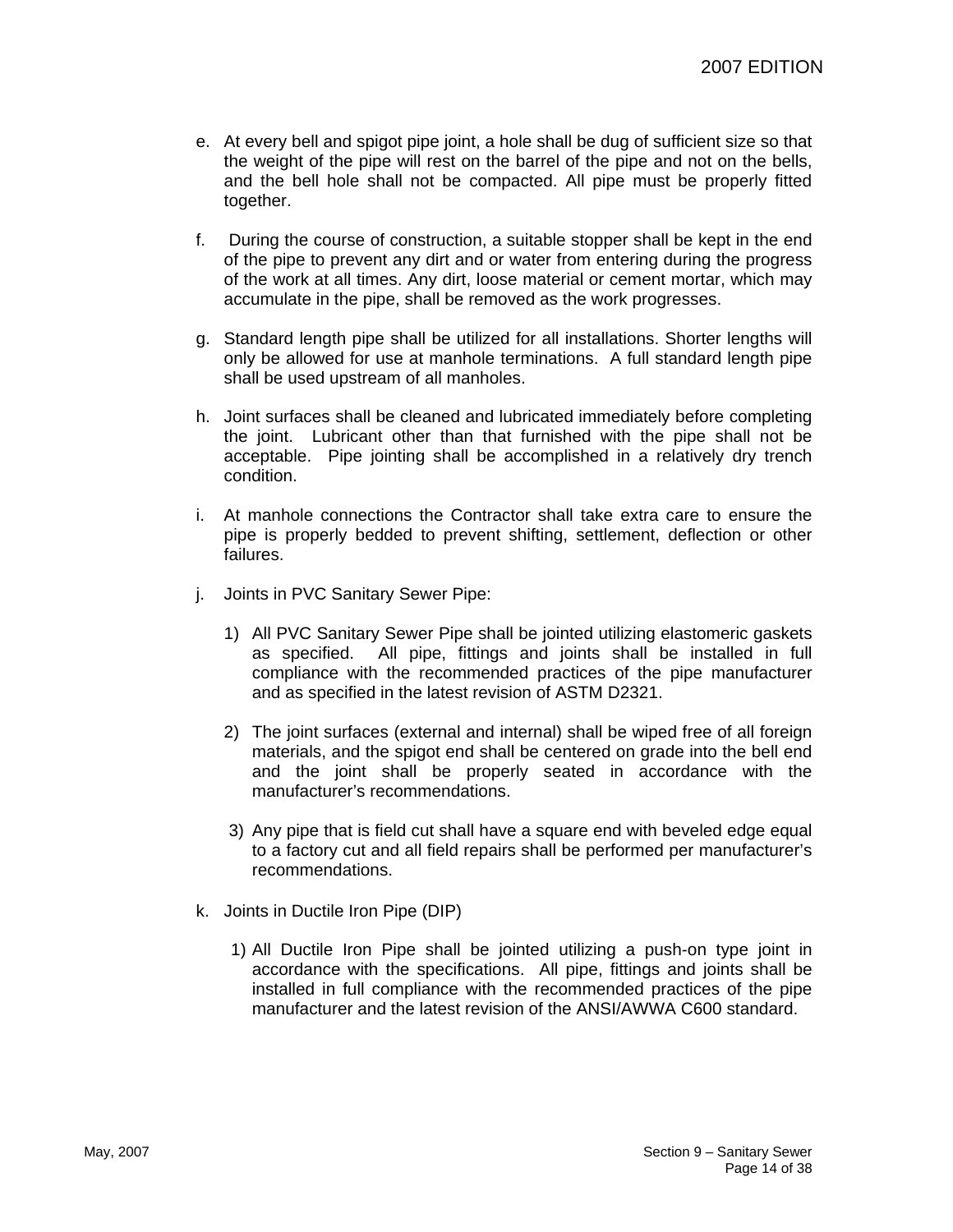e. At every bell and spigot pipe joint, a hole shall be dug of sufficient size so that the weight of the pipe will rest on the barrel of the pipe and not on the bells, and the bell hole shall not be compacted. All pipe must be properly fitted together.

f. During the course of construction, a suitable stopper shall be kept in the end of the pipe to prevent any dirt and or water from entering during the progress of the work at all times. Any dirt, loose material or cement mortar, which may accumulate in the pipe, shall be removed as the work progresses.

g. Standard length pipe shall be utilized for all installations. Shorter lengths will only be allowed for use at manhole terminations. A full standard length pipe shall be used upstream of all manholes.

h. Joint surfaces shall be cleaned and lubricated immediately before completing the joint. Lubricant other than that furnished with the pipe shall not be acceptable. Pipe jointing shall be accomplished in a relatively dry trench condition.

i. At manhole connections the Contractor shall take extra care to ensure the pipe is properly bedded to prevent shifting, settlement, deflection or other failures.

j. Joints in PVC Sanitary Sewer Pipe:

   1) All PVC Sanitary Sewer Pipe shall be jointed utilizing elastomeric gaskets as specified. All pipe, fittings and joints shall be installed in full compliance with the recommended practices of the pipe manufacturer and as specified in the latest revision of ASTM D2321.

   2) The joint surfaces (external and internal) shall be wiped free of all foreign materials, and the spigot end shall be centered on grade into the bell end and the joint shall be properly seated in accordance with the manufacturer's recommendations.

   3) Any pipe that is field cut shall have a square end with beveled edge equal to a factory cut and all field repairs shall be performed per manufacturer's recommendations.

k. Joints in Ductile Iron Pipe (DIP)

   1) All Ductile Iron Pipe shall be jointed utilizing a push-on type joint in accordance with the specifications. All pipe, fittings and joints shall be installed in full compliance with the recommended practices of the pipe manufacturer and the latest revision of the ANSI/AWWA C600 standard.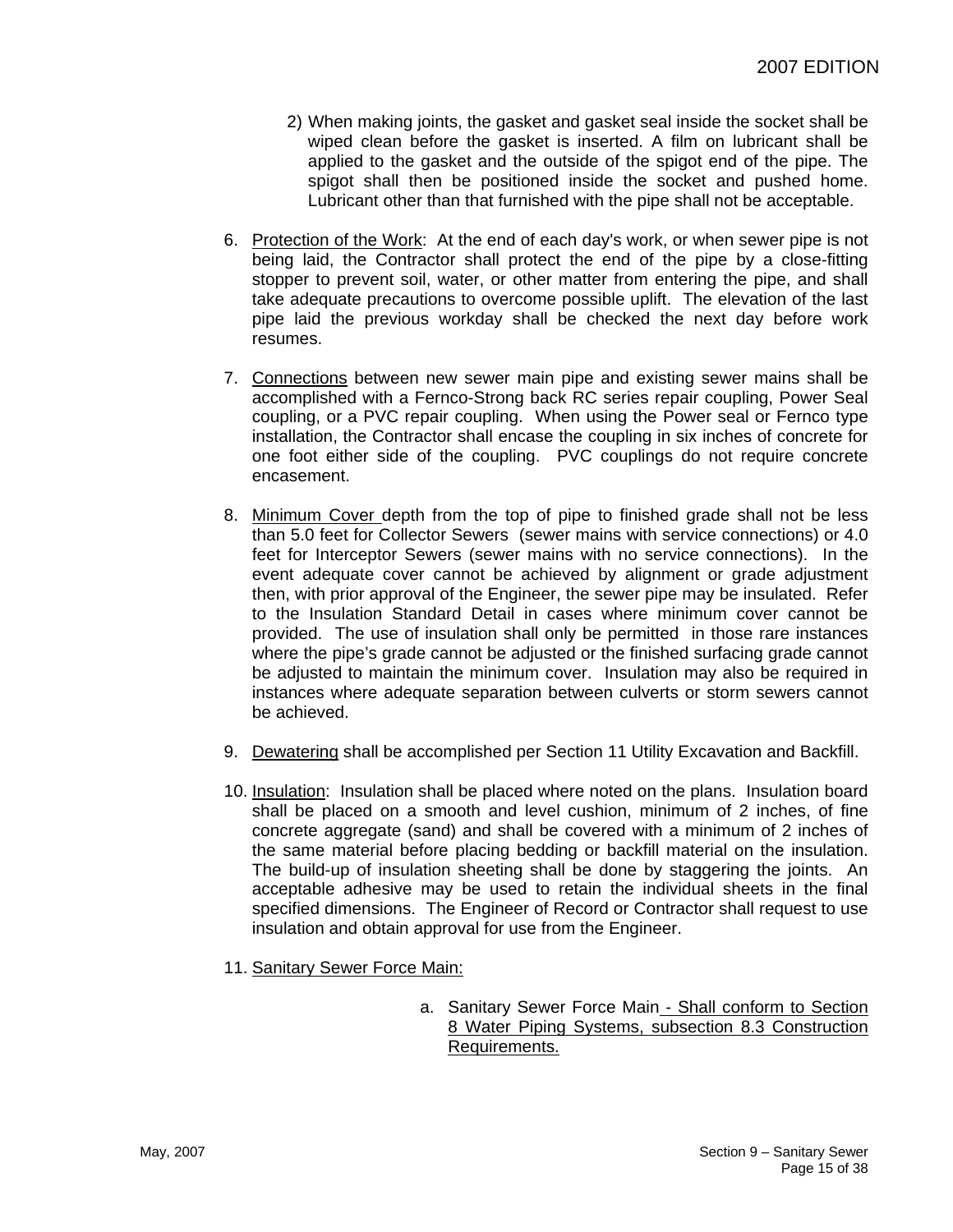2) When making joints, the gasket and gasket seal inside the socket shall be wiped clean before the gasket is inserted. A film on lubricant shall be applied to the gasket and the outside of the spigot end of the pipe. The spigot shall then be positioned inside the socket and pushed home. Lubricant other than that furnished with the pipe shall not be acceptable.

6. Protection of the Work: At the end of each day's work, or when sewer pipe is not being laid, the Contractor shall protect the end of the pipe by a close-fitting stopper to prevent soil, water, or other matter from entering the pipe, and shall take adequate precautions to overcome possible uplift. The elevation of the last pipe laid the previous workday shall be checked the next day before work resumes.

7. Connections between new sewer main pipe and existing sewer mains shall be accomplished with a Fernco-Strong back RC series repair coupling, Power Seal coupling, or a PVC repair coupling. When using the Power seal or Fernco type installation, the Contractor shall encase the coupling in six inches of concrete for one foot either side of the coupling. PVC couplings do not require concrete encasement.

8. Minimum Cover depth from the top of pipe to finished grade shall not be less than 5.0 feet for Collector Sewers (sewer mains with service connections) or 4.0 feet for Interceptor Sewers (sewer mains with no service connections). In the event adequate cover cannot be achieved by alignment or grade adjustment then, with prior approval of the Engineer, the sewer pipe may be insulated. Refer to the Insulation Standard Detail in cases where minimum cover cannot be provided. The use of insulation shall only be permitted in those rare instances where the pipe's grade cannot be adjusted or the finished surfacing grade cannot be adjusted to maintain the minimum cover. Insulation may also be required in instances where adequate separation between culverts or storm sewers cannot be achieved.

9. Dewatering shall be accomplished per Section 11 Utility Excavation and Backfill.

10. Insulation: Insulation shall be placed where noted on the plans. Insulation board shall be placed on a smooth and level cushion, minimum of 2 inches, of fine concrete aggregate (sand) and shall be covered with a minimum of 2 inches of the same material before placing bedding or backfill material on the insulation. The build-up of insulation sheeting shall be done by staggering the joints. An acceptable adhesive may be used to retain the individual sheets in the final specified dimensions. The Engineer of Record or Contractor shall request to use insulation and obtain approval for use from the Engineer.

11. Sanitary Sewer Force Main:

    a. Sanitary Sewer Force Main - Shall conform to Section 8 Water Piping Systems, subsection 8.3 Construction Requirements.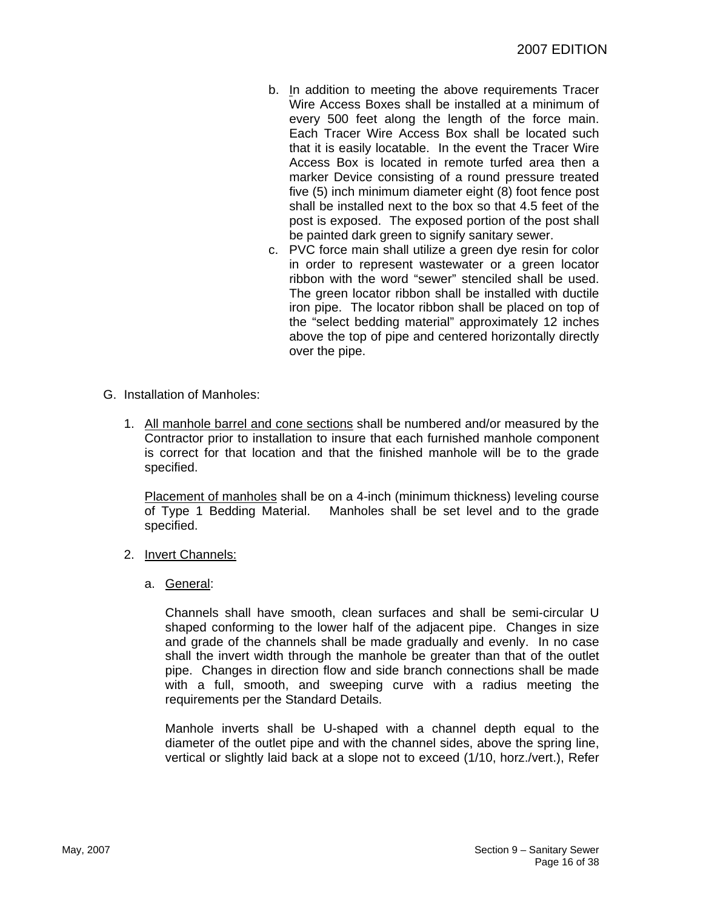b. In addition to meeting the above requirements Tracer Wire Access Boxes shall be installed at a minimum of every 500 feet along the length of the force main. Each Tracer Wire Access Box shall be located such that it is easily locatable. In the event the Tracer Wire Access Box is located in remote turfed area then a marker Device consisting of a round pressure treated five (5) inch minimum diameter eight (8) foot fence post shall be installed next to the box so that 4.5 feet of the post is exposed. The exposed portion of the post shall be painted dark green to signify sanitary sewer.

c. PVC force main shall utilize a green dye resin for color in order to represent wastewater or a green locator ribbon with the word "sewer" stenciled shall be used. The green locator ribbon shall be installed with ductile iron pipe. The locator ribbon shall be placed on top of the "select bedding material" approximately 12 inches above the top of pipe and centered horizontally directly over the pipe.

G. Installation of Manholes:

1. <u>All manhole barrel and cone sections</u> shall be numbered and/or measured by the Contractor prior to installation to insure that each furnished manhole component is correct for that location and that the finished manhole will be to the grade specified.

   <u>Placement of manholes</u> shall be on a 4-inch (minimum thickness) leveling course of Type 1 Bedding Material. Manholes shall be set level and to the grade specified.

2. <u>Invert Channels:</u>

   a. <u>General</u>:

      Channels shall have smooth, clean surfaces and shall be semi-circular U shaped conforming to the lower half of the adjacent pipe. Changes in size and grade of the channels shall be made gradually and evenly. In no case shall the invert width through the manhole be greater than that of the outlet pipe. Changes in direction flow and side branch connections shall be made with a full, smooth, and sweeping curve with a radius meeting the requirements per the Standard Details.

      Manhole inverts shall be U-shaped with a channel depth equal to the diameter of the outlet pipe and with the channel sides, above the spring line, vertical or slightly laid back at a slope not to exceed (1/10, horz./vert.), Refer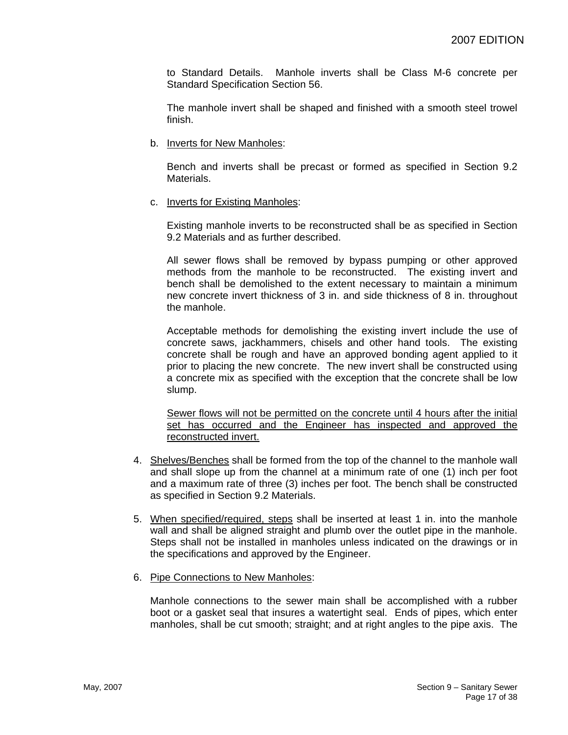to Standard Details. Manhole inverts shall be Class M-6 concrete per Standard Specification Section 56.

The manhole invert shall be shaped and finished with a smooth steel trowel finish.

b. Inverts for New Manholes:

Bench and inverts shall be precast or formed as specified in Section 9.2 Materials.

c. Inverts for Existing Manholes:

Existing manhole inverts to be reconstructed shall be as specified in Section 9.2 Materials and as further described.

All sewer flows shall be removed by bypass pumping or other approved methods from the manhole to be reconstructed. The existing invert and bench shall be demolished to the extent necessary to maintain a minimum new concrete invert thickness of 3 in. and side thickness of 8 in. throughout the manhole.

Acceptable methods for demolishing the existing invert include the use of concrete saws, jackhammers, chisels and other hand tools. The existing concrete shall be rough and have an approved bonding agent applied to it prior to placing the new concrete. The new invert shall be constructed using a concrete mix as specified with the exception that the concrete shall be low slump.

<u>Sewer flows will not be permitted on the concrete until 4 hours after the initial set has occurred and the Engineer has inspected and approved the reconstructed invert.</u>

4. <u>Shelves/Benches</u> shall be formed from the top of the channel to the manhole wall and shall slope up from the channel at a minimum rate of one (1) inch per foot and a maximum rate of three (3) inches per foot. The bench shall be constructed as specified in Section 9.2 Materials.

5. <u>When specified/required, steps</u> shall be inserted at least 1 in. into the manhole wall and shall be aligned straight and plumb over the outlet pipe in the manhole. Steps shall not be installed in manholes unless indicated on the drawings or in the specifications and approved by the Engineer.

6. <u>Pipe Connections to New Manholes</u>:

Manhole connections to the sewer main shall be accomplished with a rubber boot or a gasket seal that insures a watertight seal. Ends of pipes, which enter manholes, shall be cut smooth; straight; and at right angles to the pipe axis. The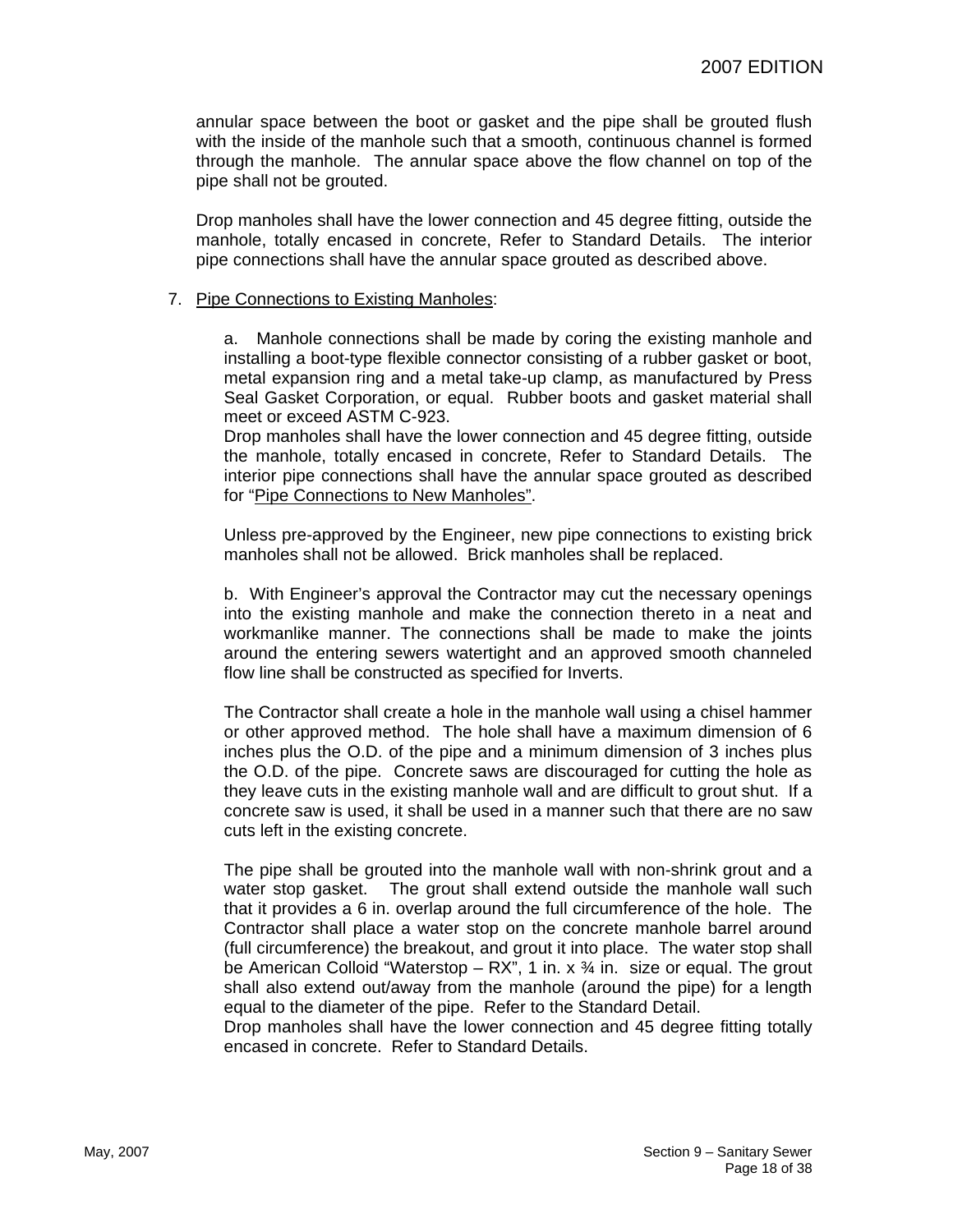annular space between the boot or gasket and the pipe shall be grouted flush with the inside of the manhole such that a smooth, continuous channel is formed through the manhole. The annular space above the flow channel on top of the pipe shall not be grouted.

Drop manholes shall have the lower connection and 45 degree fitting, outside the manhole, totally encased in concrete, Refer to Standard Details. The interior pipe connections shall have the annular space grouted as described above.

7. Pipe Connections to Existing Manholes:

   a. Manhole connections shall be made by coring the existing manhole and installing a boot-type flexible connector consisting of a rubber gasket or boot, metal expansion ring and a metal take-up clamp, as manufactured by Press Seal Gasket Corporation, or equal. Rubber boots and gasket material shall meet or exceed ASTM C-923.
   Drop manholes shall have the lower connection and 45 degree fitting, outside the manhole, totally encased in concrete, Refer to Standard Details. The interior pipe connections shall have the annular space grouted as described for "Pipe Connections to New Manholes".

   Unless pre-approved by the Engineer, new pipe connections to existing brick manholes shall not be allowed. Brick manholes shall be replaced.

   b. With Engineer's approval the Contractor may cut the necessary openings into the existing manhole and make the connection thereto in a neat and workmanlike manner. The connections shall be made to make the joints around the entering sewers watertight and an approved smooth channeled flow line shall be constructed as specified for Inverts.

   The Contractor shall create a hole in the manhole wall using a chisel hammer or other approved method. The hole shall have a maximum dimension of 6 inches plus the O.D. of the pipe and a minimum dimension of 3 inches plus the O.D. of the pipe. Concrete saws are discouraged for cutting the hole as they leave cuts in the existing manhole wall and are difficult to grout shut. If a concrete saw is used, it shall be used in a manner such that there are no saw cuts left in the existing concrete.

   The pipe shall be grouted into the manhole wall with non-shrink grout and a water stop gasket. The grout shall extend outside the manhole wall such that it provides a 6 in. overlap around the full circumference of the hole. The Contractor shall place a water stop on the concrete manhole barrel around (full circumference) the breakout, and grout it into place. The water stop shall be American Colloid "Waterstop – RX", 1 in. x ¾ in. size or equal. The grout shall also extend out/away from the manhole (around the pipe) for a length equal to the diameter of the pipe. Refer to the Standard Detail.
   Drop manholes shall have the lower connection and 45 degree fitting totally encased in concrete. Refer to Standard Details.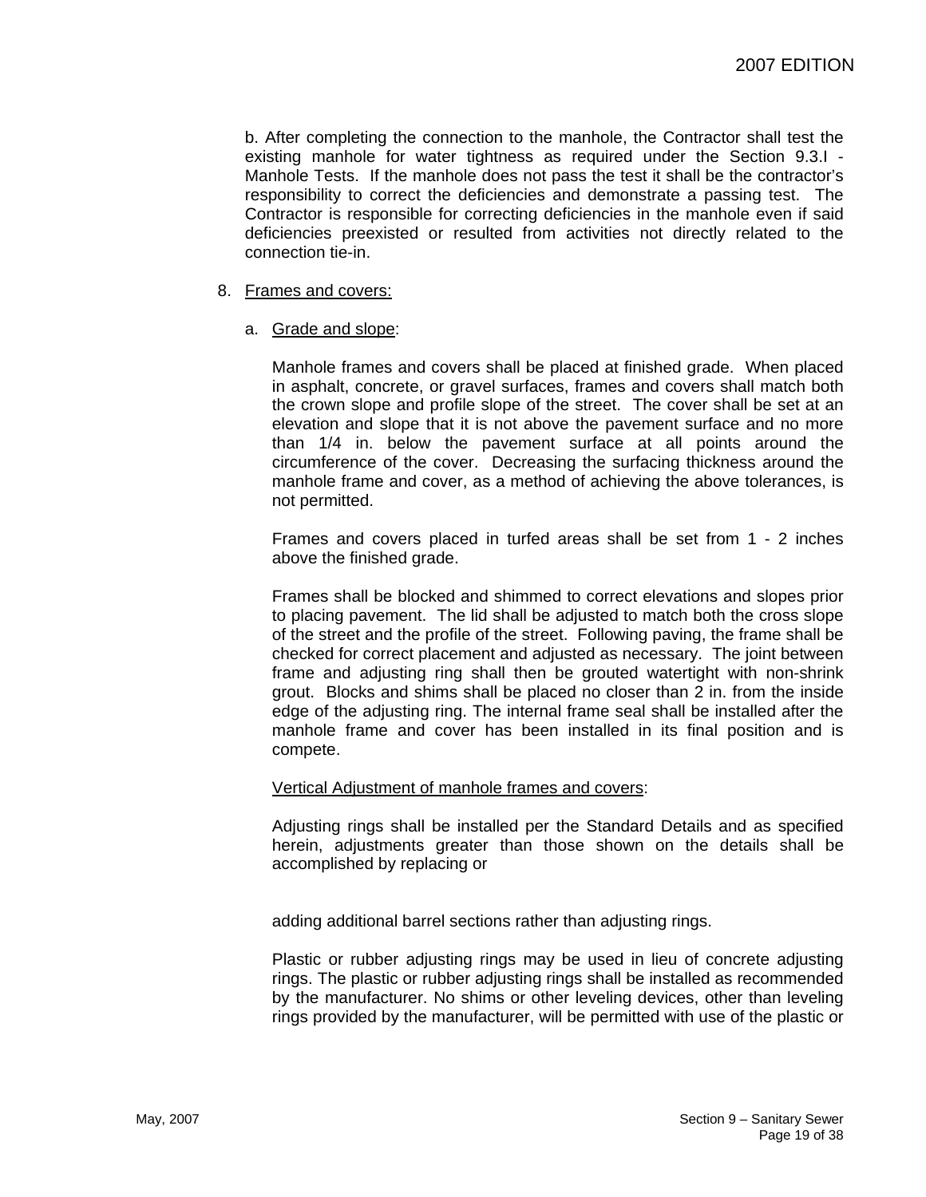b. After completing the connection to the manhole, the Contractor shall test the existing manhole for water tightness as required under the Section 9.3.I - Manhole Tests. If the manhole does not pass the test it shall be the contractor's responsibility to correct the deficiencies and demonstrate a passing test. The Contractor is responsible for correcting deficiencies in the manhole even if said deficiencies preexisted or resulted from activities not directly related to the connection tie-in.

8. <u>Frames and covers:</u>

   a. <u>Grade and slope</u>:

   Manhole frames and covers shall be placed at finished grade. When placed in asphalt, concrete, or gravel surfaces, frames and covers shall match both the crown slope and profile slope of the street. The cover shall be set at an elevation and slope that it is not above the pavement surface and no more than 1/4 in. below the pavement surface at all points around the circumference of the cover. Decreasing the surfacing thickness around the manhole frame and cover, as a method of achieving the above tolerances, is not permitted.

   Frames and covers placed in turfed areas shall be set from 1 - 2 inches above the finished grade.

   Frames shall be blocked and shimmed to correct elevations and slopes prior to placing pavement. The lid shall be adjusted to match both the cross slope of the street and the profile of the street. Following paving, the frame shall be checked for correct placement and adjusted as necessary. The joint between frame and adjusting ring shall then be grouted watertight with non-shrink grout. Blocks and shims shall be placed no closer than 2 in. from the inside edge of the adjusting ring. The internal frame seal shall be installed after the manhole frame and cover has been installed in its final position and is compete.

   <u>Vertical Adjustment of manhole frames and covers</u>:

   Adjusting rings shall be installed per the Standard Details and as specified herein, adjustments greater than those shown on the details shall be accomplished by replacing or adding additional barrel sections rather than adjusting rings.

   Plastic or rubber adjusting rings may be used in lieu of concrete adjusting rings. The plastic or rubber adjusting rings shall be installed as recommended by the manufacturer. No shims or other leveling devices, other than leveling rings provided by the manufacturer, will be permitted with use of the plastic or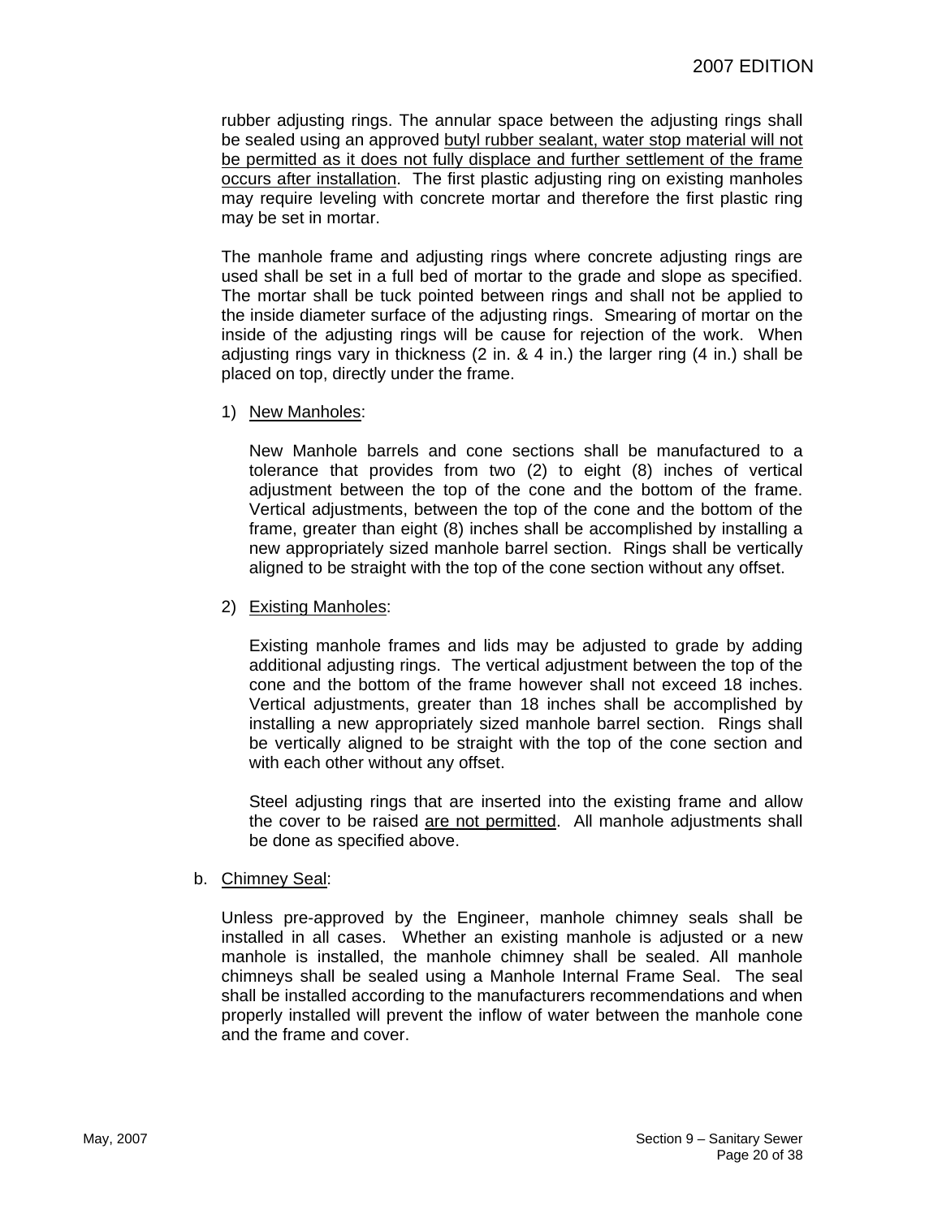rubber adjusting rings. The annular space between the adjusting rings shall be sealed using an approved <u>butyl rubber sealant, water stop material will not be permitted as it does not fully displace and further settlement of the frame occurs after installation</u>. The first plastic adjusting ring on existing manholes may require leveling with concrete mortar and therefore the first plastic ring may be set in mortar.

The manhole frame and adjusting rings where concrete adjusting rings are used shall be set in a full bed of mortar to the grade and slope as specified. The mortar shall be tuck pointed between rings and shall not be applied to the inside diameter surface of the adjusting rings. Smearing of mortar on the inside of the adjusting rings will be cause for rejection of the work. When adjusting rings vary in thickness (2 in. & 4 in.) the larger ring (4 in.) shall be placed on top, directly under the frame.

1) <u>New Manholes</u>:

   New Manhole barrels and cone sections shall be manufactured to a tolerance that provides from two (2) to eight (8) inches of vertical adjustment between the top of the cone and the bottom of the frame. Vertical adjustments, between the top of the cone and the bottom of the frame, greater than eight (8) inches shall be accomplished by installing a new appropriately sized manhole barrel section. Rings shall be vertically aligned to be straight with the top of the cone section without any offset.

2) <u>Existing Manholes</u>:

   Existing manhole frames and lids may be adjusted to grade by adding additional adjusting rings. The vertical adjustment between the top of the cone and the bottom of the frame however shall not exceed 18 inches. Vertical adjustments, greater than 18 inches shall be accomplished by installing a new appropriately sized manhole barrel section. Rings shall be vertically aligned to be straight with the top of the cone section and with each other without any offset.

   Steel adjusting rings that are inserted into the existing frame and allow the cover to be raised <u>are not permitted</u>. All manhole adjustments shall be done as specified above.

b. <u>Chimney Seal</u>:

   Unless pre-approved by the Engineer, manhole chimney seals shall be installed in all cases. Whether an existing manhole is adjusted or a new manhole is installed, the manhole chimney shall be sealed. All manhole chimneys shall be sealed using a Manhole Internal Frame Seal. The seal shall be installed according to the manufacturers recommendations and when properly installed will prevent the inflow of water between the manhole cone and the frame and cover.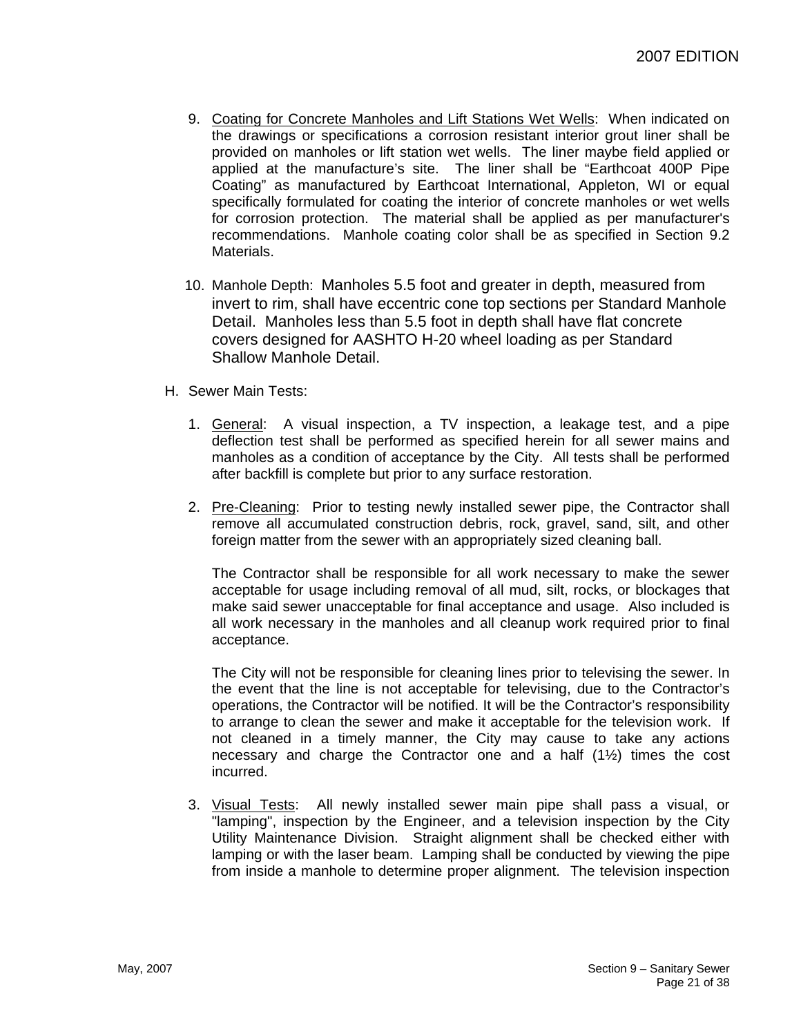9. <u>Coating for Concrete Manholes and Lift Stations Wet Wells</u>: When indicated on the drawings or specifications a corrosion resistant interior grout liner shall be provided on manholes or lift station wet wells. The liner maybe field applied or applied at the manufacture's site. The liner shall be "Earthcoat 400P Pipe Coating" as manufactured by Earthcoat International, Appleton, WI or equal specifically formulated for coating the interior of concrete manholes or wet wells for corrosion protection. The material shall be applied as per manufacturer's recommendations. Manhole coating color shall be as specified in Section 9.2 Materials.

10. Manhole Depth: Manholes 5.5 foot and greater in depth, measured from invert to rim, shall have eccentric cone top sections per Standard Manhole Detail. Manholes less than 5.5 foot in depth shall have flat concrete covers designed for AASHTO H-20 wheel loading as per Standard Shallow Manhole Detail.

H. Sewer Main Tests:

1. <u>General</u>: A visual inspection, a TV inspection, a leakage test, and a pipe deflection test shall be performed as specified herein for all sewer mains and manholes as a condition of acceptance by the City. All tests shall be performed after backfill is complete but prior to any surface restoration.

2. <u>Pre-Cleaning</u>: Prior to testing newly installed sewer pipe, the Contractor shall remove all accumulated construction debris, rock, gravel, sand, silt, and other foreign matter from the sewer with an appropriately sized cleaning ball.

   The Contractor shall be responsible for all work necessary to make the sewer acceptable for usage including removal of all mud, silt, rocks, or blockages that make said sewer unacceptable for final acceptance and usage. Also included is all work necessary in the manholes and all cleanup work required prior to final acceptance.

   The City will not be responsible for cleaning lines prior to televising the sewer. In the event that the line is not acceptable for televising, due to the Contractor's operations, the Contractor will be notified. It will be the Contractor's responsibility to arrange to clean the sewer and make it acceptable for the television work. If not cleaned in a timely manner, the City may cause to take any actions necessary and charge the Contractor one and a half (1½) times the cost incurred.

3. <u>Visual Tests</u>: All newly installed sewer main pipe shall pass a visual, or "lamping", inspection by the Engineer, and a television inspection by the City Utility Maintenance Division. Straight alignment shall be checked either with lamping or with the laser beam. Lamping shall be conducted by viewing the pipe from inside a manhole to determine proper alignment. The television inspection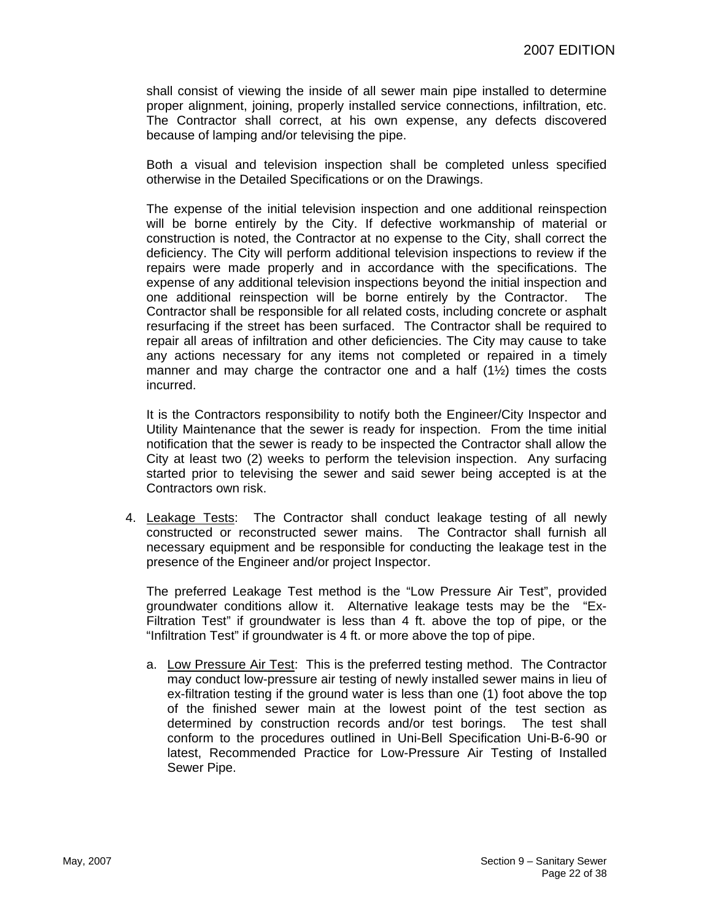shall consist of viewing the inside of all sewer main pipe installed to determine proper alignment, joining, properly installed service connections, infiltration, etc. The Contractor shall correct, at his own expense, any defects discovered because of lamping and/or televising the pipe.

Both a visual and television inspection shall be completed unless specified otherwise in the Detailed Specifications or on the Drawings.

The expense of the initial television inspection and one additional reinspection will be borne entirely by the City. If defective workmanship of material or construction is noted, the Contractor at no expense to the City, shall correct the deficiency. The City will perform additional television inspections to review if the repairs were made properly and in accordance with the specifications. The expense of any additional television inspections beyond the initial inspection and one additional reinspection will be borne entirely by the Contractor. The Contractor shall be responsible for all related costs, including concrete or asphalt resurfacing if the street has been surfaced. The Contractor shall be required to repair all areas of infiltration and other deficiencies. The City may cause to take any actions necessary for any items not completed or repaired in a timely manner and may charge the contractor one and a half (1½) times the costs incurred.

It is the Contractors responsibility to notify both the Engineer/City Inspector and Utility Maintenance that the sewer is ready for inspection. From the time initial notification that the sewer is ready to be inspected the Contractor shall allow the City at least two (2) weeks to perform the television inspection. Any surfacing started prior to televising the sewer and said sewer being accepted is at the Contractors own risk.

4. <u>Leakage Tests</u>: The Contractor shall conduct leakage testing of all newly constructed or reconstructed sewer mains. The Contractor shall furnish all necessary equipment and be responsible for conducting the leakage test in the presence of the Engineer and/or project Inspector.

   The preferred Leakage Test method is the "Low Pressure Air Test", provided groundwater conditions allow it. Alternative leakage tests may be the "Ex-Filtration Test" if groundwater is less than 4 ft. above the top of pipe, or the "Infiltration Test" if groundwater is 4 ft. or more above the top of pipe.

   a. <u>Low Pressure Air Test</u>: This is the preferred testing method. The Contractor may conduct low-pressure air testing of newly installed sewer mains in lieu of ex-filtration testing if the ground water is less than one (1) foot above the top of the finished sewer main at the lowest point of the test section as determined by construction records and/or test borings. The test shall conform to the procedures outlined in Uni-Bell Specification Uni-B-6-90 or latest, Recommended Practice for Low-Pressure Air Testing of Installed Sewer Pipe.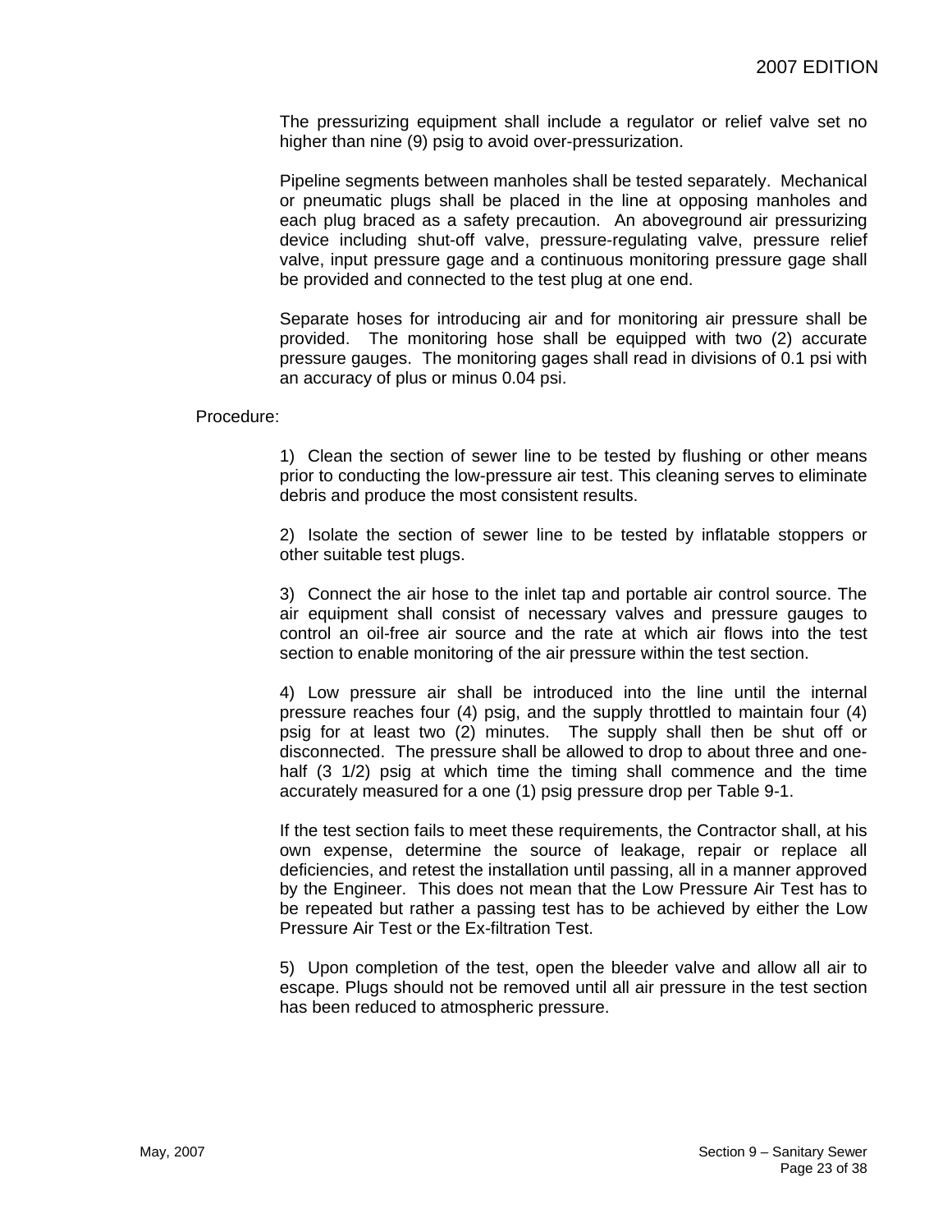The pressurizing equipment shall include a regulator or relief valve set no higher than nine (9) psig to avoid over-pressurization.

Pipeline segments between manholes shall be tested separately. Mechanical or pneumatic plugs shall be placed in the line at opposing manholes and each plug braced as a safety precaution. An aboveground air pressurizing device including shut-off valve, pressure-regulating valve, pressure relief valve, input pressure gage and a continuous monitoring pressure gage shall be provided and connected to the test plug at one end.

Separate hoses for introducing air and for monitoring air pressure shall be provided. The monitoring hose shall be equipped with two (2) accurate pressure gauges. The monitoring gages shall read in divisions of 0.1 psi with an accuracy of plus or minus 0.04 psi.

Procedure:

1) Clean the section of sewer line to be tested by flushing or other means prior to conducting the low-pressure air test. This cleaning serves to eliminate debris and produce the most consistent results.

2) Isolate the section of sewer line to be tested by inflatable stoppers or other suitable test plugs.

3) Connect the air hose to the inlet tap and portable air control source. The air equipment shall consist of necessary valves and pressure gauges to control an oil-free air source and the rate at which air flows into the test section to enable monitoring of the air pressure within the test section.

4) Low pressure air shall be introduced into the line until the internal pressure reaches four (4) psig, and the supply throttled to maintain four (4) psig for at least two (2) minutes. The supply shall then be shut off or disconnected. The pressure shall be allowed to drop to about three and one-half (3 1/2) psig at which time the timing shall commence and the time accurately measured for a one (1) psig pressure drop per Table 9-1.

If the test section fails to meet these requirements, the Contractor shall, at his own expense, determine the source of leakage, repair or replace all deficiencies, and retest the installation until passing, all in a manner approved by the Engineer. This does not mean that the Low Pressure Air Test has to be repeated but rather a passing test has to be achieved by either the Low Pressure Air Test or the Ex-filtration Test.

5) Upon completion of the test, open the bleeder valve and allow all air to escape. Plugs should not be removed until all air pressure in the test section has been reduced to atmospheric pressure.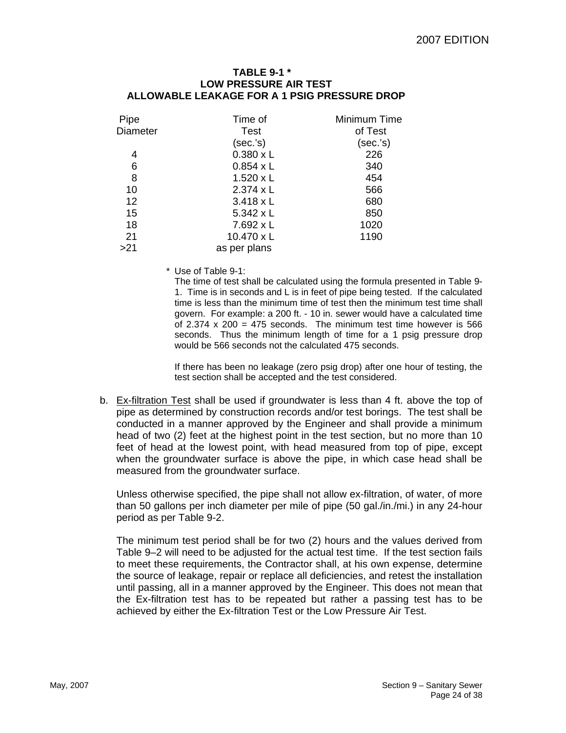**TABLE 9-1 ***
**LOW PRESSURE AIR TEST**
**ALLOWABLE LEAKAGE FOR A 1 PSIG PRESSURE DROP**

| Pipe Diameter | Time of Test (sec.'s) | Minimum Time of Test (sec.'s) |
|---|---|---|
| 4 | 0.380 x L | 226 |
| 6 | 0.854 x L | 340 |
| 8 | 1.520 x L | 454 |
| 10 | 2.374 x L | 566 |
| 12 | 3.418 x L | 680 |
| 15 | 5.342 x L | 850 |
| 18 | 7.692 x L | 1020 |
| 21 | 10.470 x L | 1190 |
| >21 | as per plans | |

\* Use of Table 9-1:
The time of test shall be calculated using the formula presented in Table 9-1. Time is in seconds and L is in feet of pipe being tested. If the calculated time is less then the minimum time of test then the minimum test time shall govern. For example: a 200 ft. - 10 in. sewer would have a calculated time of 2.374 x 200 = 475 seconds. The minimum test time however is 566 seconds. Thus the minimum length of time for a 1 psig pressure drop would be 566 seconds not the calculated 475 seconds.

If there has been no leakage (zero psig drop) after one hour of testing, the test section shall be accepted and the test considered.

b. Ex-filtration Test shall be used if groundwater is less than 4 ft. above the top of pipe as determined by construction records and/or test borings. The test shall be conducted in a manner approved by the Engineer and shall provide a minimum head of two (2) feet at the highest point in the test section, but no more than 10 feet of head at the lowest point, with head measured from top of pipe, except when the groundwater surface is above the pipe, in which case head shall be measured from the groundwater surface.

   Unless otherwise specified, the pipe shall not allow ex-filtration, of water, of more than 50 gallons per inch diameter per mile of pipe (50 gal./in./mi.) in any 24-hour period as per Table 9-2.

   The minimum test period shall be for two (2) hours and the values derived from Table 9–2 will need to be adjusted for the actual test time. If the test section fails to meet these requirements, the Contractor shall, at his own expense, determine the source of leakage, repair or replace all deficiencies, and retest the installation until passing, all in a manner approved by the Engineer. This does not mean that the Ex-filtration test has to be repeated but rather a passing test has to be achieved by either the Ex-filtration Test or the Low Pressure Air Test.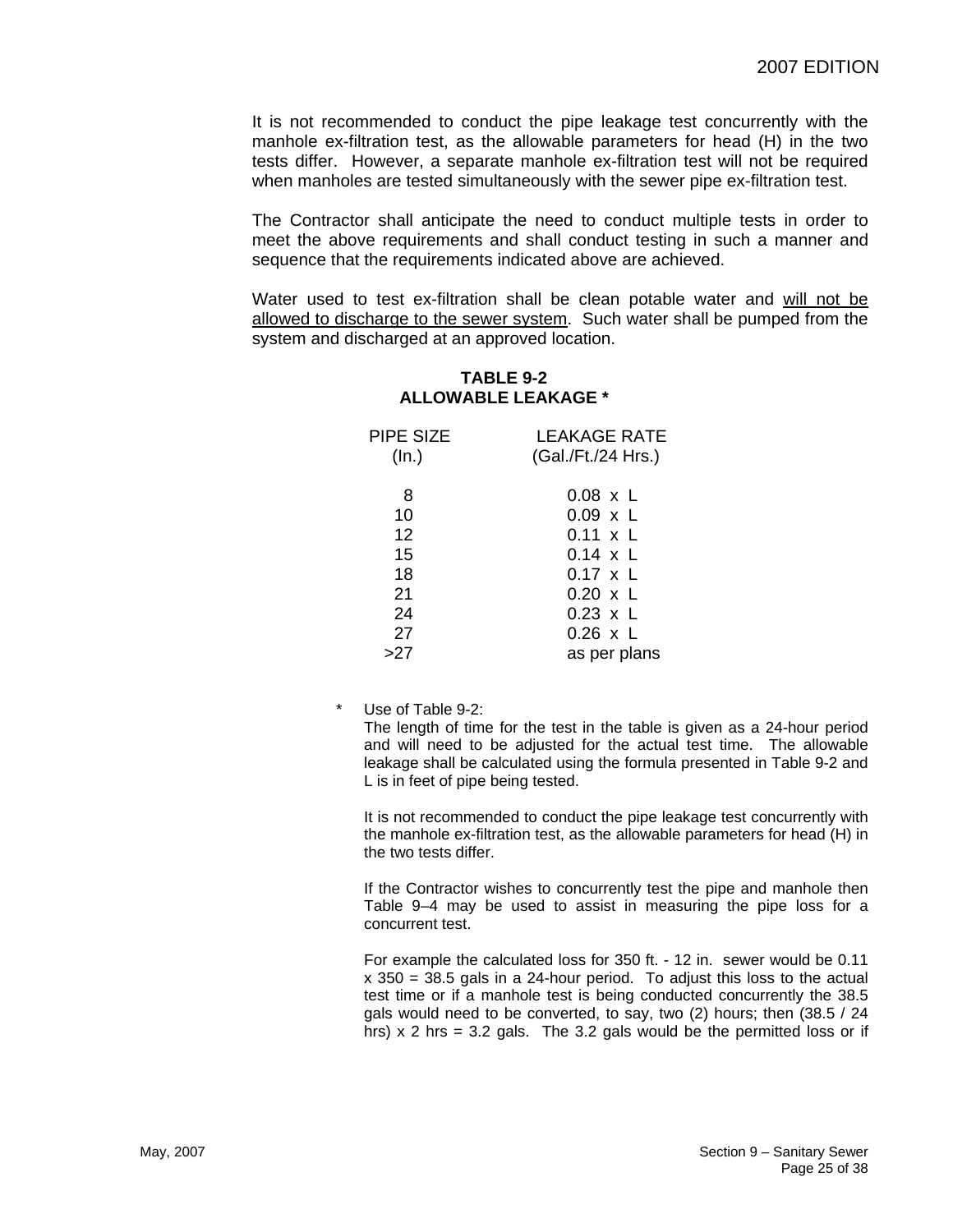It is not recommended to conduct the pipe leakage test concurrently with the manhole ex-filtration test, as the allowable parameters for head (H) in the two tests differ. However, a separate manhole ex-filtration test will not be required when manholes are tested simultaneously with the sewer pipe ex-filtration test.

The Contractor shall anticipate the need to conduct multiple tests in order to meet the above requirements and shall conduct testing in such a manner and sequence that the requirements indicated above are achieved.

Water used to test ex-filtration shall be clean potable water and <u>will not be allowed to discharge to the sewer system</u>. Such water shall be pumped from the system and discharged at an approved location.

**TABLE 9-2**
**ALLOWABLE LEAKAGE ***

| PIPE SIZE (In.) | LEAKAGE RATE (Gal./Ft./24 Hrs.) |
|---|---|
| 8 | 0.08 x L |
| 10 | 0.09 x L |
| 12 | 0.11 x L |
| 15 | 0.14 x L |
| 18 | 0.17 x L |
| 21 | 0.20 x L |
| 24 | 0.23 x L |
| 27 | 0.26 x L |
| >27 | as per plans |

\* Use of Table 9-2:
The length of time for the test in the table is given as a 24-hour period and will need to be adjusted for the actual test time. The allowable leakage shall be calculated using the formula presented in Table 9-2 and L is in feet of pipe being tested.

It is not recommended to conduct the pipe leakage test concurrently with the manhole ex-filtration test, as the allowable parameters for head (H) in the two tests differ.

If the Contractor wishes to concurrently test the pipe and manhole then Table 9–4 may be used to assist in measuring the pipe loss for a concurrent test.

For example the calculated loss for 350 ft. - 12 in. sewer would be 0.11 x 350 = 38.5 gals in a 24-hour period. To adjust this loss to the actual test time or if a manhole test is being conducted concurrently the 38.5 gals would need to be converted, to say, two (2) hours; then (38.5 / 24 hrs) x 2 hrs = 3.2 gals. The 3.2 gals would be the permitted loss or if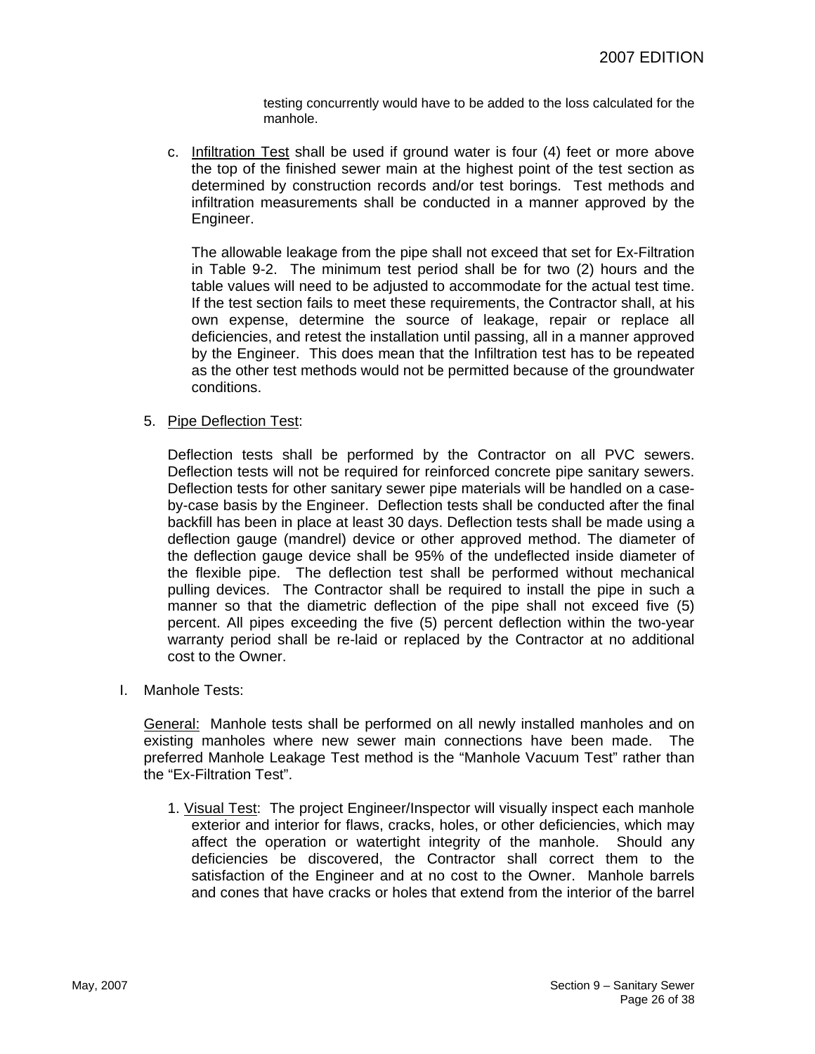testing concurrently would have to be added to the loss calculated for the manhole.

c. Infiltration Test shall be used if ground water is four (4) feet or more above the top of the finished sewer main at the highest point of the test section as determined by construction records and/or test borings. Test methods and infiltration measurements shall be conducted in a manner approved by the Engineer.

   The allowable leakage from the pipe shall not exceed that set for Ex-Filtration in Table 9-2. The minimum test period shall be for two (2) hours and the table values will need to be adjusted to accommodate for the actual test time. If the test section fails to meet these requirements, the Contractor shall, at his own expense, determine the source of leakage, repair or replace all deficiencies, and retest the installation until passing, all in a manner approved by the Engineer. This does mean that the Infiltration test has to be repeated as the other test methods would not be permitted because of the groundwater conditions.

5. Pipe Deflection Test:

   Deflection tests shall be performed by the Contractor on all PVC sewers. Deflection tests will not be required for reinforced concrete pipe sanitary sewers. Deflection tests for other sanitary sewer pipe materials will be handled on a case-by-case basis by the Engineer. Deflection tests shall be conducted after the final backfill has been in place at least 30 days. Deflection tests shall be made using a deflection gauge (mandrel) device or other approved method. The diameter of the deflection gauge device shall be 95% of the undeflected inside diameter of the flexible pipe. The deflection test shall be performed without mechanical pulling devices. The Contractor shall be required to install the pipe in such a manner so that the diametric deflection of the pipe shall not exceed five (5) percent. All pipes exceeding the five (5) percent deflection within the two-year warranty period shall be re-laid or replaced by the Contractor at no additional cost to the Owner.

I. Manhole Tests:

   General: Manhole tests shall be performed on all newly installed manholes and on existing manholes where new sewer main connections have been made. The preferred Manhole Leakage Test method is the "Manhole Vacuum Test" rather than the "Ex-Filtration Test".

   1. Visual Test: The project Engineer/Inspector will visually inspect each manhole exterior and interior for flaws, cracks, holes, or other deficiencies, which may affect the operation or watertight integrity of the manhole. Should any deficiencies be discovered, the Contractor shall correct them to the satisfaction of the Engineer and at no cost to the Owner. Manhole barrels and cones that have cracks or holes that extend from the interior of the barrel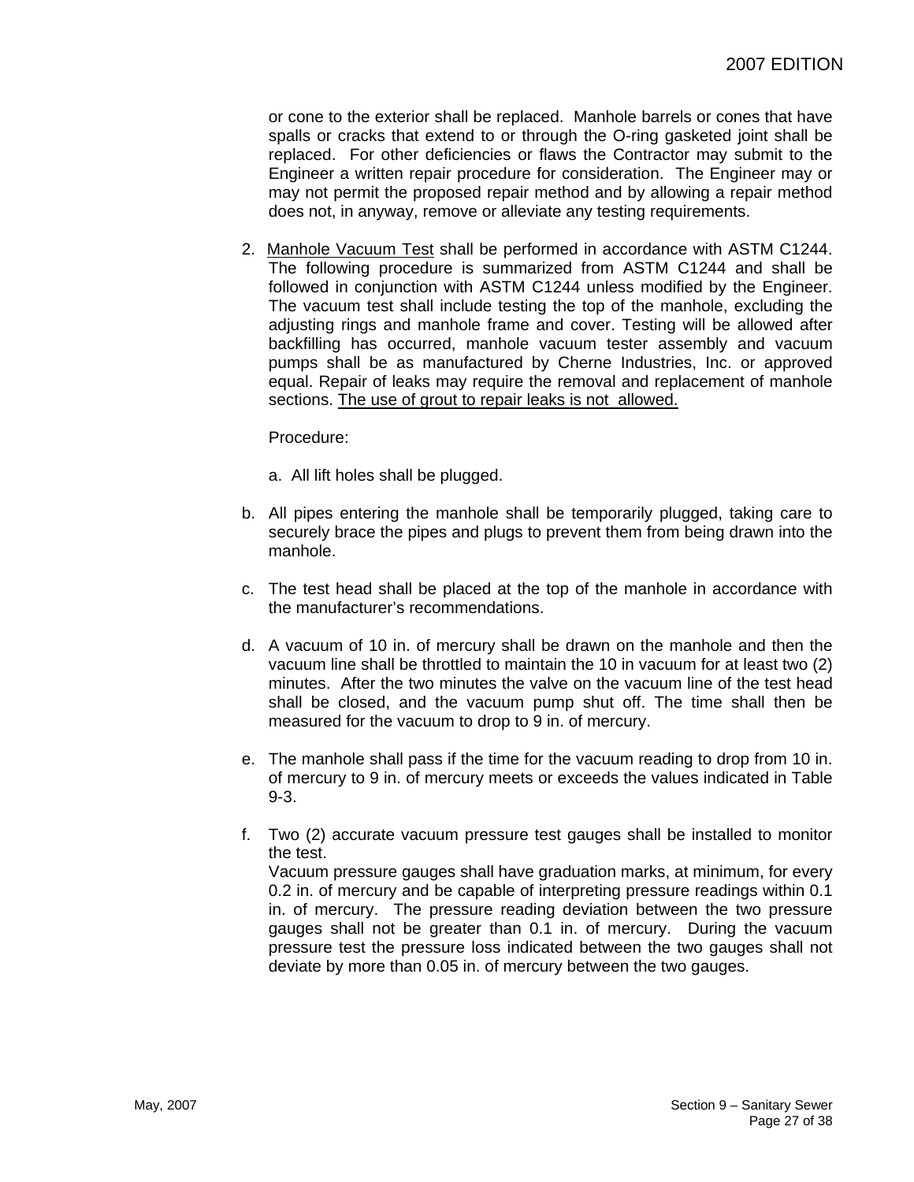or cone to the exterior shall be replaced. Manhole barrels or cones that have spalls or cracks that extend to or through the O-ring gasketed joint shall be replaced. For other deficiencies or flaws the Contractor may submit to the Engineer a written repair procedure for consideration. The Engineer may or may not permit the proposed repair method and by allowing a repair method does not, in anyway, remove or alleviate any testing requirements.

2. <u>Manhole Vacuum Test</u> shall be performed in accordance with ASTM C1244. The following procedure is summarized from ASTM C1244 and shall be followed in conjunction with ASTM C1244 unless modified by the Engineer. The vacuum test shall include testing the top of the manhole, excluding the adjusting rings and manhole frame and cover. Testing will be allowed after backfilling has occurred, manhole vacuum tester assembly and vacuum pumps shall be as manufactured by Cherne Industries, Inc. or approved equal. Repair of leaks may require the removal and replacement of manhole sections. <u>The use of grout to repair leaks is not allowed.</u>

   Procedure:

   a. All lift holes shall be plugged.

   b. All pipes entering the manhole shall be temporarily plugged, taking care to securely brace the pipes and plugs to prevent them from being drawn into the manhole.

   c. The test head shall be placed at the top of the manhole in accordance with the manufacturer's recommendations.

   d. A vacuum of 10 in. of mercury shall be drawn on the manhole and then the vacuum line shall be throttled to maintain the 10 in vacuum for at least two (2) minutes. After the two minutes the valve on the vacuum line of the test head shall be closed, and the vacuum pump shut off. The time shall then be measured for the vacuum to drop to 9 in. of mercury.

   e. The manhole shall pass if the time for the vacuum reading to drop from 10 in. of mercury to 9 in. of mercury meets or exceeds the values indicated in Table 9-3.

   f. Two (2) accurate vacuum pressure test gauges shall be installed to monitor the test.
   Vacuum pressure gauges shall have graduation marks, at minimum, for every 0.2 in. of mercury and be capable of interpreting pressure readings within 0.1 in. of mercury. The pressure reading deviation between the two pressure gauges shall not be greater than 0.1 in. of mercury. During the vacuum pressure test the pressure loss indicated between the two gauges shall not deviate by more than 0.05 in. of mercury between the two gauges.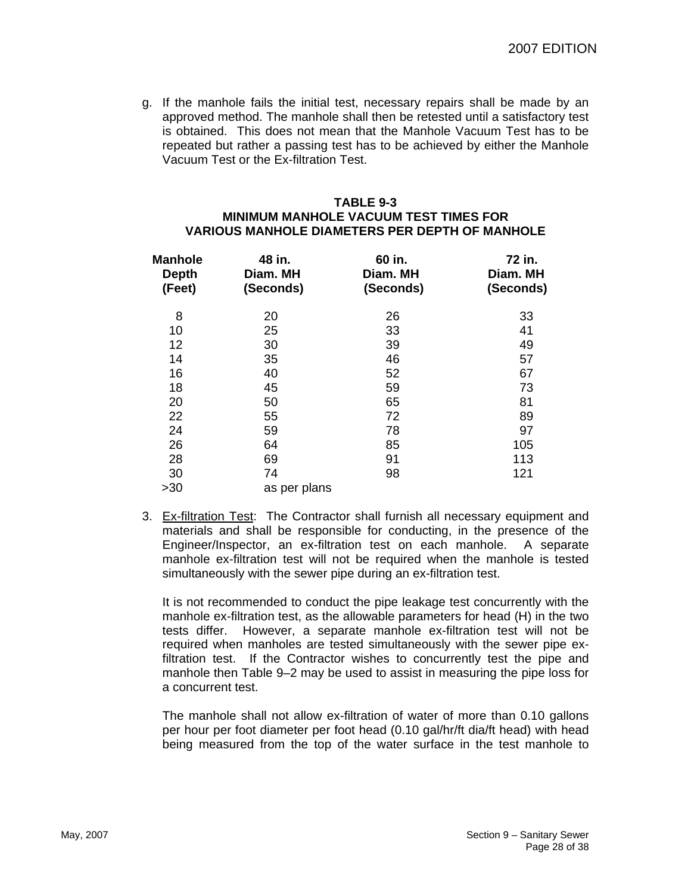g. If the manhole fails the initial test, necessary repairs shall be made by an approved method. The manhole shall then be retested until a satisfactory test is obtained. This does not mean that the Manhole Vacuum Test has to be repeated but rather a passing test has to be achieved by either the Manhole Vacuum Test or the Ex-filtration Test.

**TABLE 9-3**
**MINIMUM MANHOLE VACUUM TEST TIMES FOR VARIOUS MANHOLE DIAMETERS PER DEPTH OF MANHOLE**

| Manhole Depth (Feet) | 48 in. Diam. MH (Seconds) | 60 in. Diam. MH (Seconds) | 72 in. Diam. MH (Seconds) |
|---|---|---|---|
| 8 | 20 | 26 | 33 |
| 10 | 25 | 33 | 41 |
| 12 | 30 | 39 | 49 |
| 14 | 35 | 46 | 57 |
| 16 | 40 | 52 | 67 |
| 18 | 45 | 59 | 73 |
| 20 | 50 | 65 | 81 |
| 22 | 55 | 72 | 89 |
| 24 | 59 | 78 | 97 |
| 26 | 64 | 85 | 105 |
| 28 | 69 | 91 | 113 |
| 30 | 74 | 98 | 121 |
| >30 | as per plans | | |

3. Ex-filtration Test: The Contractor shall furnish all necessary equipment and materials and shall be responsible for conducting, in the presence of the Engineer/Inspector, an ex-filtration test on each manhole. A separate manhole ex-filtration test will not be required when the manhole is tested simultaneously with the sewer pipe during an ex-filtration test.

   It is not recommended to conduct the pipe leakage test concurrently with the manhole ex-filtration test, as the allowable parameters for head (H) in the two tests differ. However, a separate manhole ex-filtration test will not be required when manholes are tested simultaneously with the sewer pipe ex-filtration test. If the Contractor wishes to concurrently test the pipe and manhole then Table 9–2 may be used to assist in measuring the pipe loss for a concurrent test.

   The manhole shall not allow ex-filtration of water of more than 0.10 gallons per hour per foot diameter per foot head (0.10 gal/hr/ft dia/ft head) with head being measured from the top of the water surface in the test manhole to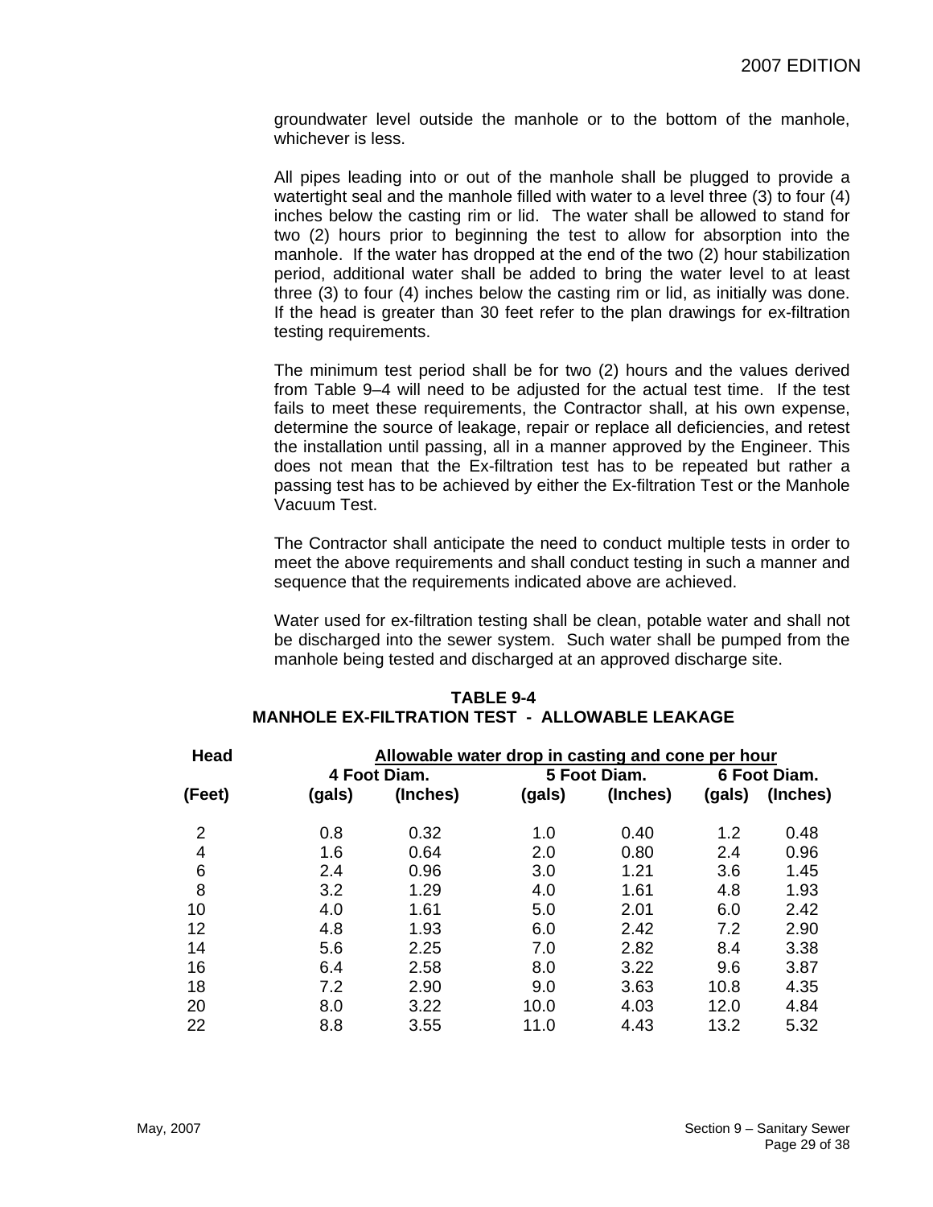groundwater level outside the manhole or to the bottom of the manhole, whichever is less.

All pipes leading into or out of the manhole shall be plugged to provide a watertight seal and the manhole filled with water to a level three (3) to four (4) inches below the casting rim or lid. The water shall be allowed to stand for two (2) hours prior to beginning the test to allow for absorption into the manhole. If the water has dropped at the end of the two (2) hour stabilization period, additional water shall be added to bring the water level to at least three (3) to four (4) inches below the casting rim or lid, as initially was done. If the head is greater than 30 feet refer to the plan drawings for ex-filtration testing requirements.

The minimum test period shall be for two (2) hours and the values derived from Table 9–4 will need to be adjusted for the actual test time. If the test fails to meet these requirements, the Contractor shall, at his own expense, determine the source of leakage, repair or replace all deficiencies, and retest the installation until passing, all in a manner approved by the Engineer. This does not mean that the Ex-filtration test has to be repeated but rather a passing test has to be achieved by either the Ex-filtration Test or the Manhole Vacuum Test.

The Contractor shall anticipate the need to conduct multiple tests in order to meet the above requirements and shall conduct testing in such a manner and sequence that the requirements indicated above are achieved.

Water used for ex-filtration testing shall be clean, potable water and shall not be discharged into the sewer system. Such water shall be pumped from the manhole being tested and discharged at an approved discharge site.

**TABLE 9-4**
**MANHOLE EX-FILTRATION TEST - ALLOWABLE LEAKAGE**

| Head | Allowable water drop in casting and cone per hour | | | | | |
|---|---|---|---|---|---|---|
| | 4 Foot Diam. | | 5 Foot Diam. | | 6 Foot Diam. | |
| (Feet) | (gals) | (Inches) | (gals) | (Inches) | (gals) | (Inches) |
| 2 | 0.8 | 0.32 | 1.0 | 0.40 | 1.2 | 0.48 |
| 4 | 1.6 | 0.64 | 2.0 | 0.80 | 2.4 | 0.96 |
| 6 | 2.4 | 0.96 | 3.0 | 1.21 | 3.6 | 1.45 |
| 8 | 3.2 | 1.29 | 4.0 | 1.61 | 4.8 | 1.93 |
| 10 | 4.0 | 1.61 | 5.0 | 2.01 | 6.0 | 2.42 |
| 12 | 4.8 | 1.93 | 6.0 | 2.42 | 7.2 | 2.90 |
| 14 | 5.6 | 2.25 | 7.0 | 2.82 | 8.4 | 3.38 |
| 16 | 6.4 | 2.58 | 8.0 | 3.22 | 9.6 | 3.87 |
| 18 | 7.2 | 2.90 | 9.0 | 3.63 | 10.8 | 4.35 |
| 20 | 8.0 | 3.22 | 10.0 | 4.03 | 12.0 | 4.84 |
| 22 | 8.8 | 3.55 | 11.0 | 4.43 | 13.2 | 5.32 |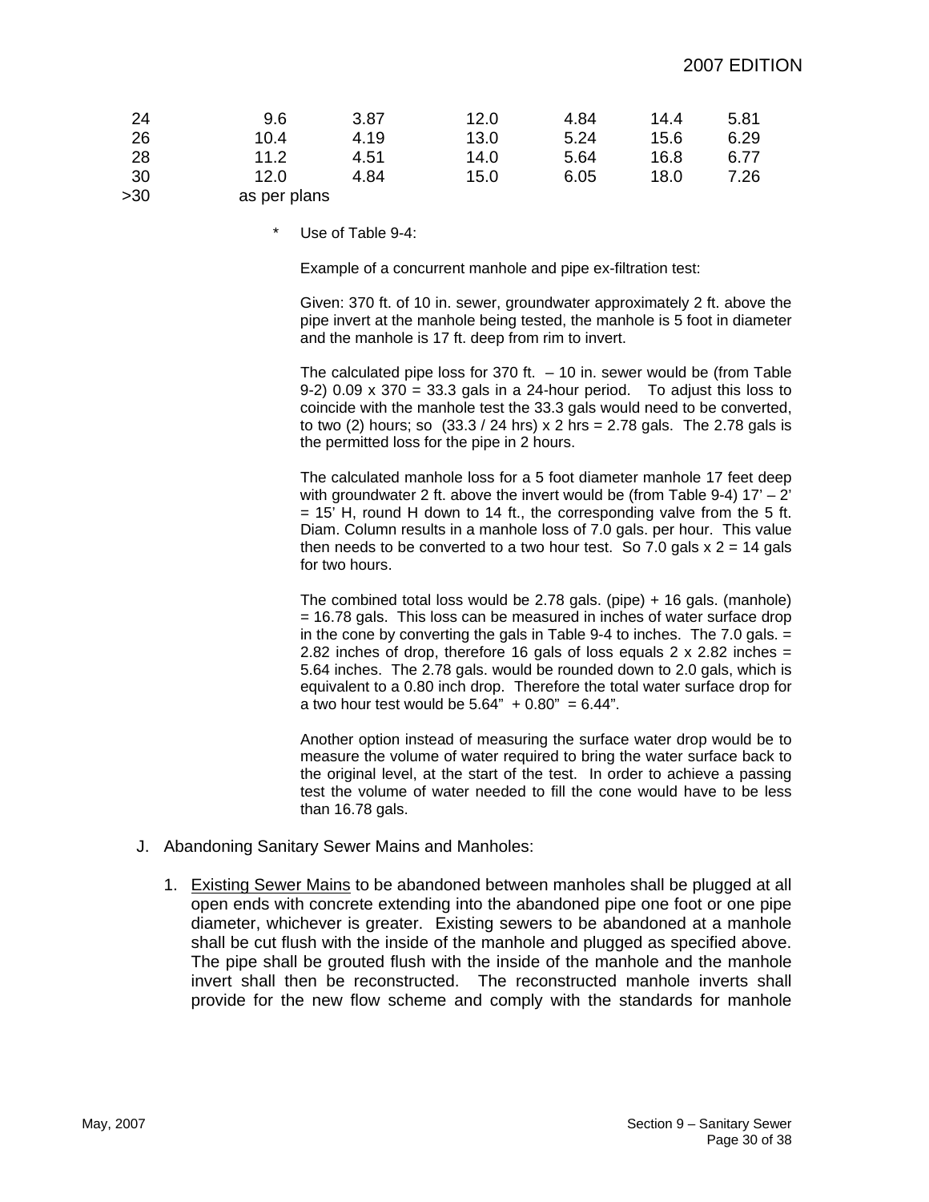| | | | | | | |
|---|---|---|---|---|---|---|
| 24 | 9.6 | 3.87 | 12.0 | 4.84 | 14.4 | 5.81 |
| 26 | 10.4 | 4.19 | 13.0 | 5.24 | 15.6 | 6.29 |
| 28 | 11.2 | 4.51 | 14.0 | 5.64 | 16.8 | 6.77 |
| 30 | 12.0 | 4.84 | 15.0 | 6.05 | 18.0 | 7.26 |
| >30 | as per plans | | | | | |

\* Use of Table 9-4:

Example of a concurrent manhole and pipe ex-filtration test:

Given: 370 ft. of 10 in. sewer, groundwater approximately 2 ft. above the pipe invert at the manhole being tested, the manhole is 5 foot in diameter and the manhole is 17 ft. deep from rim to invert.

The calculated pipe loss for 370 ft. – 10 in. sewer would be (from Table 9-2) 0.09 x 370 = 33.3 gals in a 24-hour period. To adjust this loss to coincide with the manhole test the 33.3 gals would need to be converted, to two (2) hours; so (33.3 / 24 hrs) x 2 hrs = 2.78 gals. The 2.78 gals is the permitted loss for the pipe in 2 hours.

The calculated manhole loss for a 5 foot diameter manhole 17 feet deep with groundwater 2 ft. above the invert would be (from Table 9-4) 17' – 2' = 15' H, round H down to 14 ft., the corresponding valve from the 5 ft. Diam. Column results in a manhole loss of 7.0 gals. per hour. This value then needs to be converted to a two hour test. So 7.0 gals x 2 = 14 gals for two hours.

The combined total loss would be 2.78 gals. (pipe) + 16 gals. (manhole) = 16.78 gals. This loss can be measured in inches of water surface drop in the cone by converting the gals in Table 9-4 to inches. The 7.0 gals. = 2.82 inches of drop, therefore 16 gals of loss equals 2 x 2.82 inches = 5.64 inches. The 2.78 gals. would be rounded down to 2.0 gals, which is equivalent to a 0.80 inch drop. Therefore the total water surface drop for a two hour test would be 5.64" + 0.80" = 6.44".

Another option instead of measuring the surface water drop would be to measure the volume of water required to bring the water surface back to the original level, at the start of the test. In order to achieve a passing test the volume of water needed to fill the cone would have to be less than 16.78 gals.

J. Abandoning Sanitary Sewer Mains and Manholes:

1. Existing Sewer Mains to be abandoned between manholes shall be plugged at all open ends with concrete extending into the abandoned pipe one foot or one pipe diameter, whichever is greater. Existing sewers to be abandoned at a manhole shall be cut flush with the inside of the manhole and plugged as specified above. The pipe shall be grouted flush with the inside of the manhole and the manhole invert shall then be reconstructed. The reconstructed manhole inverts shall provide for the new flow scheme and comply with the standards for manhole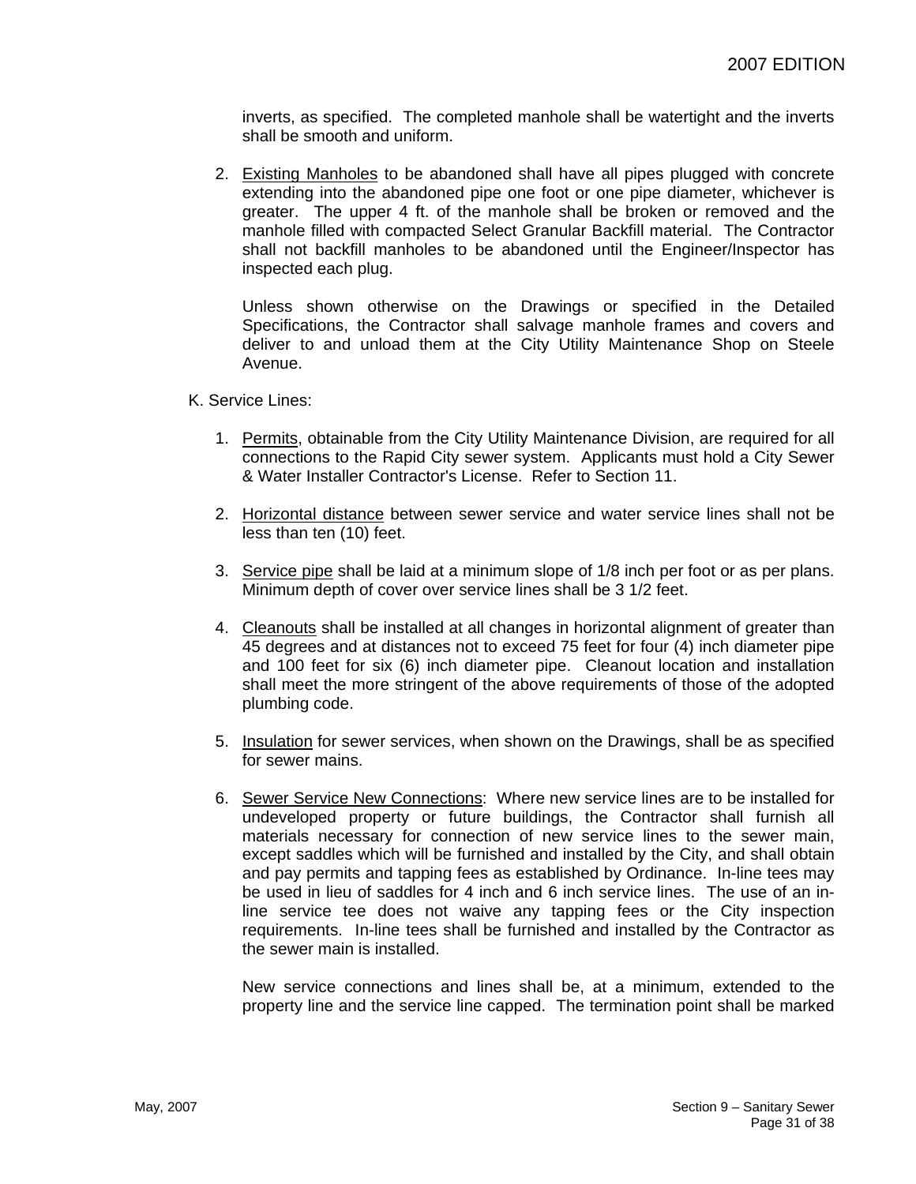inverts, as specified. The completed manhole shall be watertight and the inverts shall be smooth and uniform.

2. Existing Manholes to be abandoned shall have all pipes plugged with concrete extending into the abandoned pipe one foot or one pipe diameter, whichever is greater. The upper 4 ft. of the manhole shall be broken or removed and the manhole filled with compacted Select Granular Backfill material. The Contractor shall not backfill manholes to be abandoned until the Engineer/Inspector has inspected each plug.

   Unless shown otherwise on the Drawings or specified in the Detailed Specifications, the Contractor shall salvage manhole frames and covers and deliver to and unload them at the City Utility Maintenance Shop on Steele Avenue.

K. Service Lines:

1. Permits, obtainable from the City Utility Maintenance Division, are required for all connections to the Rapid City sewer system. Applicants must hold a City Sewer & Water Installer Contractor's License. Refer to Section 11.

2. Horizontal distance between sewer service and water service lines shall not be less than ten (10) feet.

3. Service pipe shall be laid at a minimum slope of 1/8 inch per foot or as per plans. Minimum depth of cover over service lines shall be 3 1/2 feet.

4. Cleanouts shall be installed at all changes in horizontal alignment of greater than 45 degrees and at distances not to exceed 75 feet for four (4) inch diameter pipe and 100 feet for six (6) inch diameter pipe. Cleanout location and installation shall meet the more stringent of the above requirements of those of the adopted plumbing code.

5. Insulation for sewer services, when shown on the Drawings, shall be as specified for sewer mains.

6. Sewer Service New Connections: Where new service lines are to be installed for undeveloped property or future buildings, the Contractor shall furnish all materials necessary for connection of new service lines to the sewer main, except saddles which will be furnished and installed by the City, and shall obtain and pay permits and tapping fees as established by Ordinance. In-line tees may be used in lieu of saddles for 4 inch and 6 inch service lines. The use of an in-line service tee does not waive any tapping fees or the City inspection requirements. In-line tees shall be furnished and installed by the Contractor as the sewer main is installed.

   New service connections and lines shall be, at a minimum, extended to the property line and the service line capped. The termination point shall be marked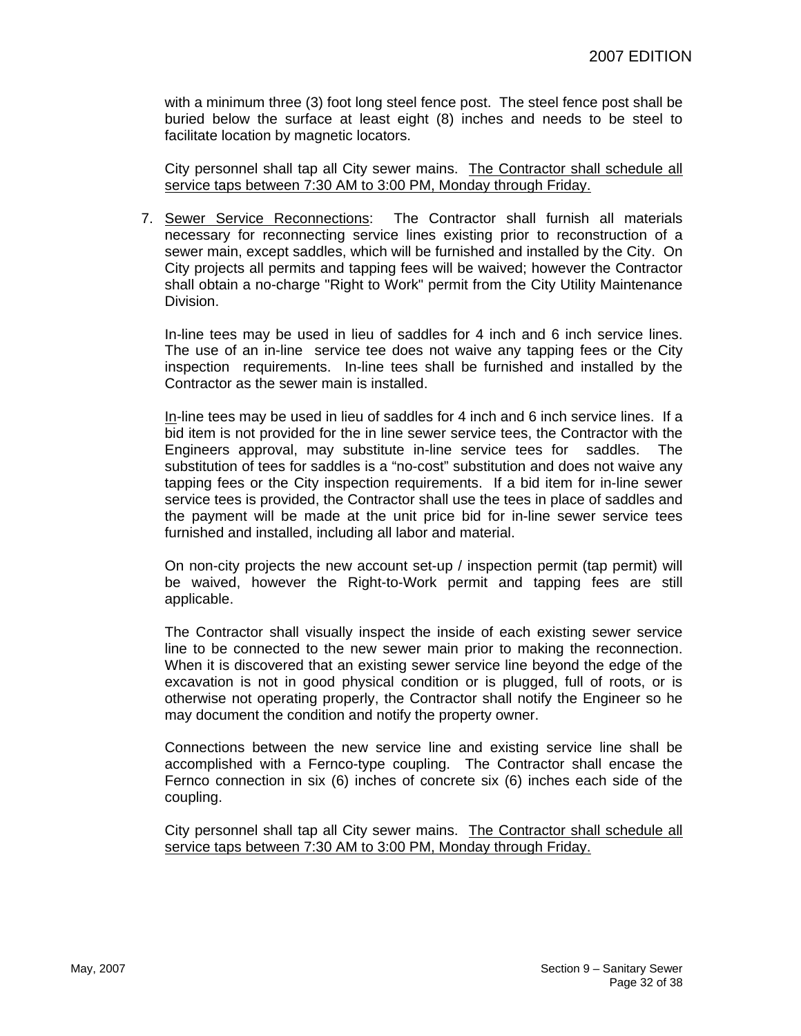with a minimum three (3) foot long steel fence post. The steel fence post shall be buried below the surface at least eight (8) inches and needs to be steel to facilitate location by magnetic locators.

City personnel shall tap all City sewer mains. <u>The Contractor shall schedule all service taps between 7:30 AM to 3:00 PM, Monday through Friday.</u>

7. <u>Sewer Service Reconnections</u>: The Contractor shall furnish all materials necessary for reconnecting service lines existing prior to reconstruction of a sewer main, except saddles, which will be furnished and installed by the City. On City projects all permits and tapping fees will be waived; however the Contractor shall obtain a no-charge "Right to Work" permit from the City Utility Maintenance Division.

   In-line tees may be used in lieu of saddles for 4 inch and 6 inch service lines. The use of an in-line service tee does not waive any tapping fees or the City inspection requirements. In-line tees shall be furnished and installed by the Contractor as the sewer main is installed.

   <u>In</u>-line tees may be used in lieu of saddles for 4 inch and 6 inch service lines. If a bid item is not provided for the in line sewer service tees, the Contractor with the Engineers approval, may substitute in-line service tees for saddles. The substitution of tees for saddles is a "no-cost" substitution and does not waive any tapping fees or the City inspection requirements. If a bid item for in-line sewer service tees is provided, the Contractor shall use the tees in place of saddles and the payment will be made at the unit price bid for in-line sewer service tees furnished and installed, including all labor and material.

   On non-city projects the new account set-up / inspection permit (tap permit) will be waived, however the Right-to-Work permit and tapping fees are still applicable.

   The Contractor shall visually inspect the inside of each existing sewer service line to be connected to the new sewer main prior to making the reconnection. When it is discovered that an existing sewer service line beyond the edge of the excavation is not in good physical condition or is plugged, full of roots, or is otherwise not operating properly, the Contractor shall notify the Engineer so he may document the condition and notify the property owner.

   Connections between the new service line and existing service line shall be accomplished with a Fernco-type coupling. The Contractor shall encase the Fernco connection in six (6) inches of concrete six (6) inches each side of the coupling.

   City personnel shall tap all City sewer mains. <u>The Contractor shall schedule all service taps between 7:30 AM to 3:00 PM, Monday through Friday.</u>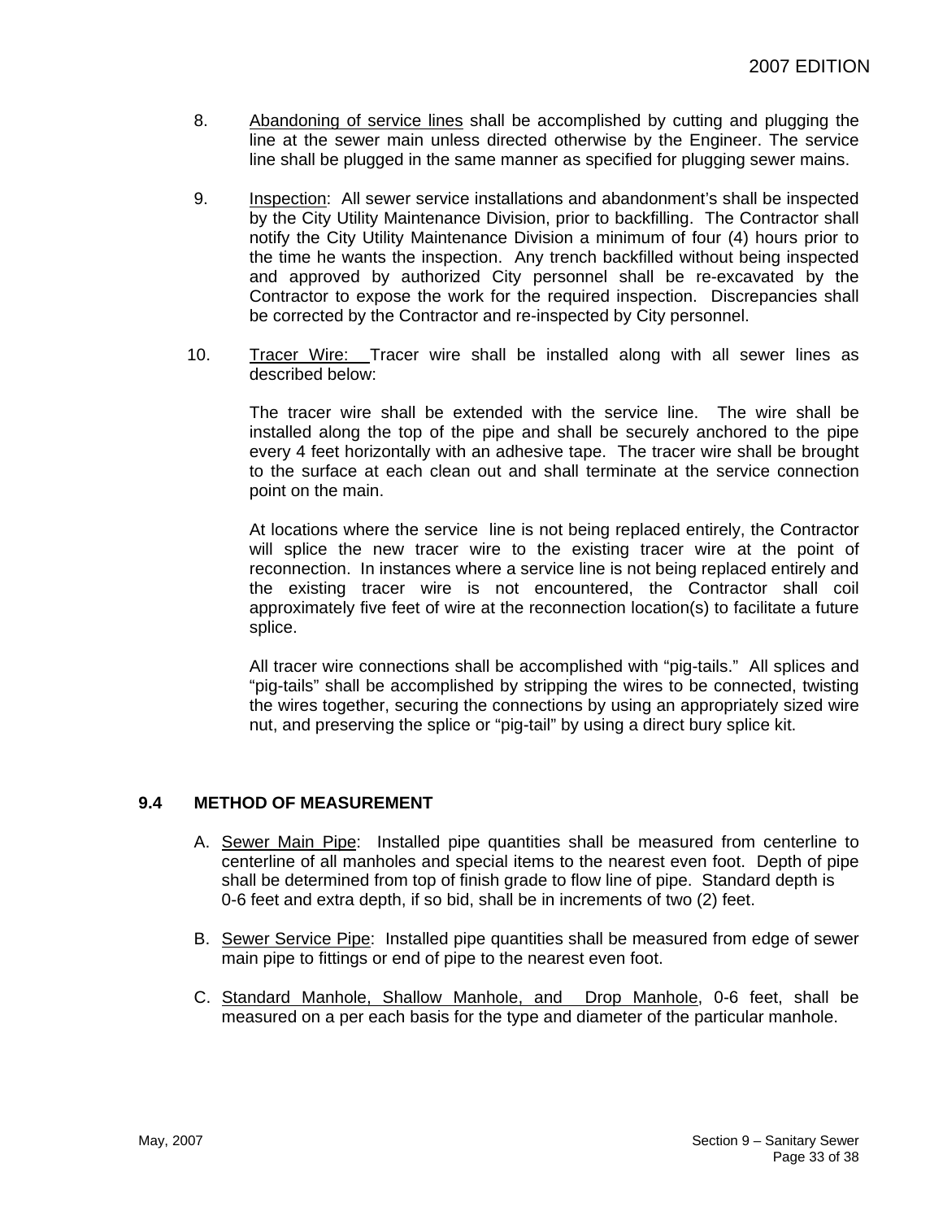8. Abandoning of service lines shall be accomplished by cutting and plugging the line at the sewer main unless directed otherwise by the Engineer. The service line shall be plugged in the same manner as specified for plugging sewer mains.

9. Inspection: All sewer service installations and abandonment's shall be inspected by the City Utility Maintenance Division, prior to backfilling. The Contractor shall notify the City Utility Maintenance Division a minimum of four (4) hours prior to the time he wants the inspection. Any trench backfilled without being inspected and approved by authorized City personnel shall be re-excavated by the Contractor to expose the work for the required inspection. Discrepancies shall be corrected by the Contractor and re-inspected by City personnel.

10. Tracer Wire: Tracer wire shall be installed along with all sewer lines as described below:

    The tracer wire shall be extended with the service line. The wire shall be installed along the top of the pipe and shall be securely anchored to the pipe every 4 feet horizontally with an adhesive tape. The tracer wire shall be brought to the surface at each clean out and shall terminate at the service connection point on the main.

    At locations where the service line is not being replaced entirely, the Contractor will splice the new tracer wire to the existing tracer wire at the point of reconnection. In instances where a service line is not being replaced entirely and the existing tracer wire is not encountered, the Contractor shall coil approximately five feet of wire at the reconnection location(s) to facilitate a future splice.

    All tracer wire connections shall be accomplished with "pig-tails." All splices and "pig-tails" shall be accomplished by stripping the wires to be connected, twisting the wires together, securing the connections by using an appropriately sized wire nut, and preserving the splice or "pig-tail" by using a direct bury splice kit.

## 9.4 METHOD OF MEASUREMENT

A. Sewer Main Pipe: Installed pipe quantities shall be measured from centerline to centerline of all manholes and special items to the nearest even foot. Depth of pipe shall be determined from top of finish grade to flow line of pipe. Standard depth is 0-6 feet and extra depth, if so bid, shall be in increments of two (2) feet.

B. Sewer Service Pipe: Installed pipe quantities shall be measured from edge of sewer main pipe to fittings or end of pipe to the nearest even foot.

C. Standard Manhole, Shallow Manhole, and Drop Manhole, 0-6 feet, shall be measured on a per each basis for the type and diameter of the particular manhole.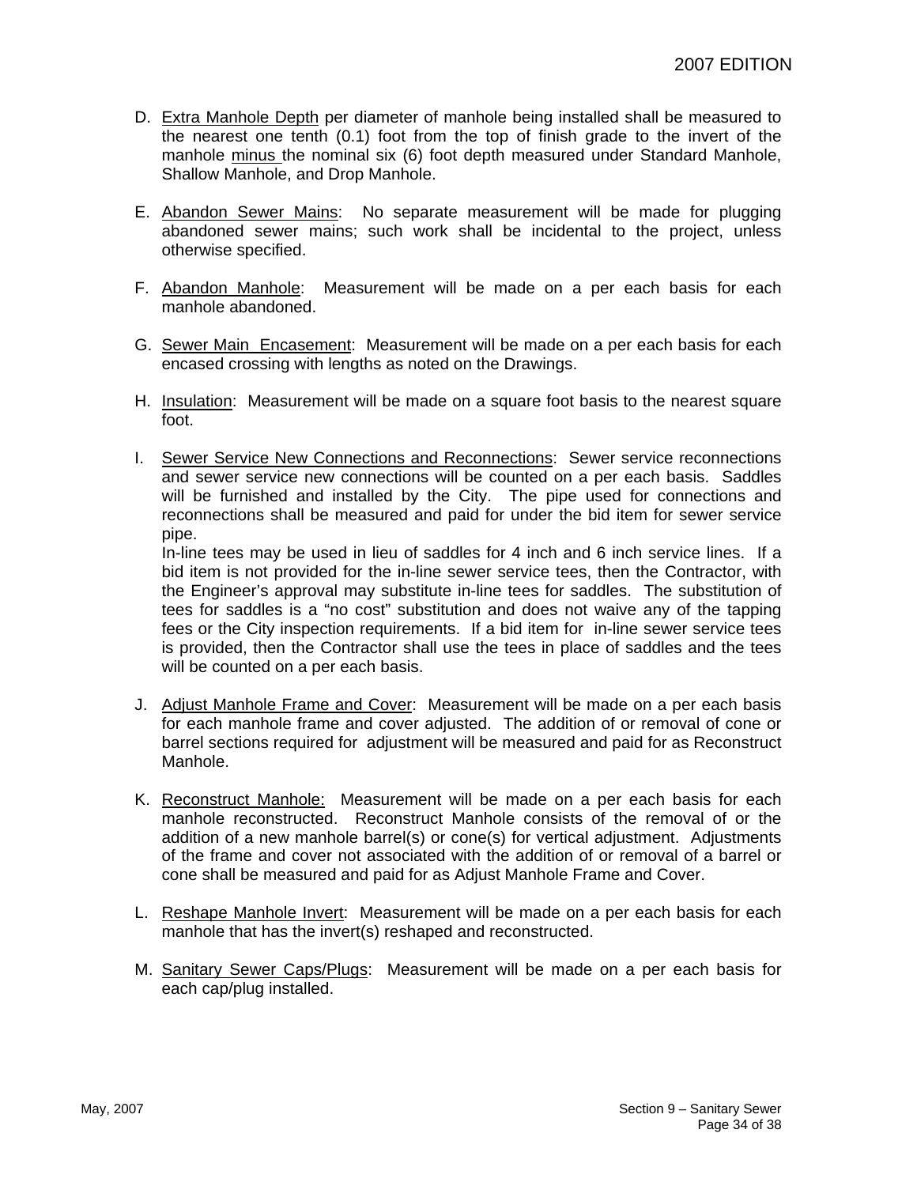D. Extra Manhole Depth per diameter of manhole being installed shall be measured to the nearest one tenth (0.1) foot from the top of finish grade to the invert of the manhole minus the nominal six (6) foot depth measured under Standard Manhole, Shallow Manhole, and Drop Manhole.

E. Abandon Sewer Mains: No separate measurement will be made for plugging abandoned sewer mains; such work shall be incidental to the project, unless otherwise specified.

F. Abandon Manhole: Measurement will be made on a per each basis for each manhole abandoned.

G. Sewer Main Encasement: Measurement will be made on a per each basis for each encased crossing with lengths as noted on the Drawings.

H. Insulation: Measurement will be made on a square foot basis to the nearest square foot.

I. Sewer Service New Connections and Reconnections: Sewer service reconnections and sewer service new connections will be counted on a per each basis. Saddles will be furnished and installed by the City. The pipe used for connections and reconnections shall be measured and paid for under the bid item for sewer service pipe.
   In-line tees may be used in lieu of saddles for 4 inch and 6 inch service lines. If a bid item is not provided for the in-line sewer service tees, then the Contractor, with the Engineer's approval may substitute in-line tees for saddles. The substitution of tees for saddles is a "no cost" substitution and does not waive any of the tapping fees or the City inspection requirements. If a bid item for in-line sewer service tees is provided, then the Contractor shall use the tees in place of saddles and the tees will be counted on a per each basis.

J. Adjust Manhole Frame and Cover: Measurement will be made on a per each basis for each manhole frame and cover adjusted. The addition of or removal of cone or barrel sections required for adjustment will be measured and paid for as Reconstruct Manhole.

K. Reconstruct Manhole: Measurement will be made on a per each basis for each manhole reconstructed. Reconstruct Manhole consists of the removal of or the addition of a new manhole barrel(s) or cone(s) for vertical adjustment. Adjustments of the frame and cover not associated with the addition of or removal of a barrel or cone shall be measured and paid for as Adjust Manhole Frame and Cover.

L. Reshape Manhole Invert: Measurement will be made on a per each basis for each manhole that has the invert(s) reshaped and reconstructed.

M. Sanitary Sewer Caps/Plugs: Measurement will be made on a per each basis for each cap/plug installed.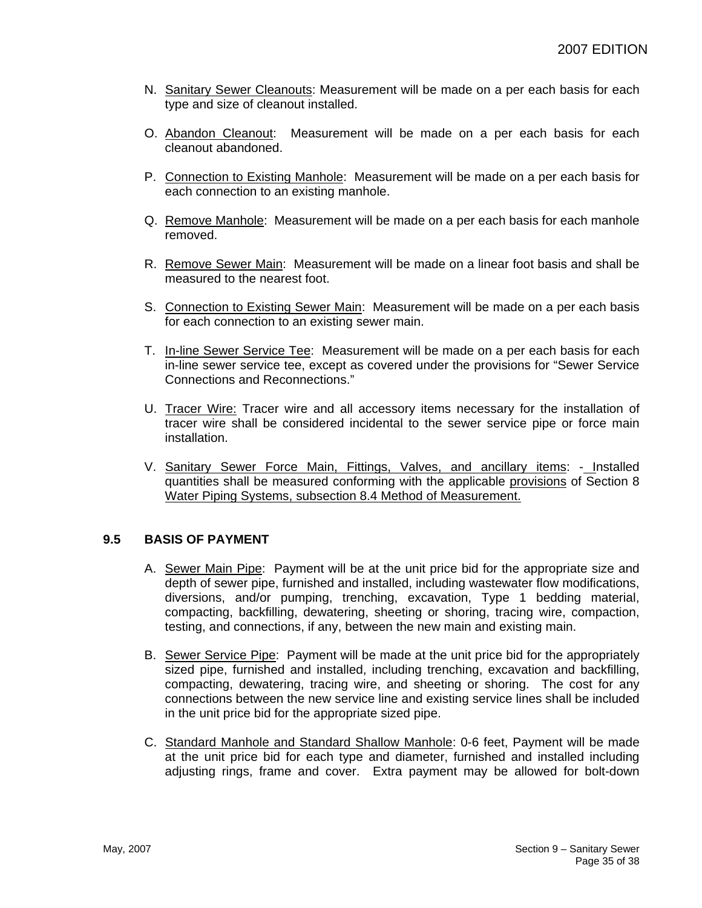N. Sanitary Sewer Cleanouts: Measurement will be made on a per each basis for each type and size of cleanout installed.

O. Abandon Cleanout: Measurement will be made on a per each basis for each cleanout abandoned.

P. Connection to Existing Manhole: Measurement will be made on a per each basis for each connection to an existing manhole.

Q. Remove Manhole: Measurement will be made on a per each basis for each manhole removed.

R. Remove Sewer Main: Measurement will be made on a linear foot basis and shall be measured to the nearest foot.

S. Connection to Existing Sewer Main: Measurement will be made on a per each basis for each connection to an existing sewer main.

T. In-line Sewer Service Tee: Measurement will be made on a per each basis for each in-line sewer service tee, except as covered under the provisions for "Sewer Service Connections and Reconnections."

U. Tracer Wire: Tracer wire and all accessory items necessary for the installation of tracer wire shall be considered incidental to the sewer service pipe or force main installation.

V. Sanitary Sewer Force Main, Fittings, Valves, and ancillary items: - Installed quantities shall be measured conforming with the applicable provisions of Section 8 Water Piping Systems, subsection 8.4 Method of Measurement.

## 9.5 BASIS OF PAYMENT

A. Sewer Main Pipe: Payment will be at the unit price bid for the appropriate size and depth of sewer pipe, furnished and installed, including wastewater flow modifications, diversions, and/or pumping, trenching, excavation, Type 1 bedding material, compacting, backfilling, dewatering, sheeting or shoring, tracing wire, compaction, testing, and connections, if any, between the new main and existing main.

B. Sewer Service Pipe: Payment will be made at the unit price bid for the appropriately sized pipe, furnished and installed, including trenching, excavation and backfilling, compacting, dewatering, tracing wire, and sheeting or shoring. The cost for any connections between the new service line and existing service lines shall be included in the unit price bid for the appropriate sized pipe.

C. Standard Manhole and Standard Shallow Manhole: 0-6 feet, Payment will be made at the unit price bid for each type and diameter, furnished and installed including adjusting rings, frame and cover. Extra payment may be allowed for bolt-down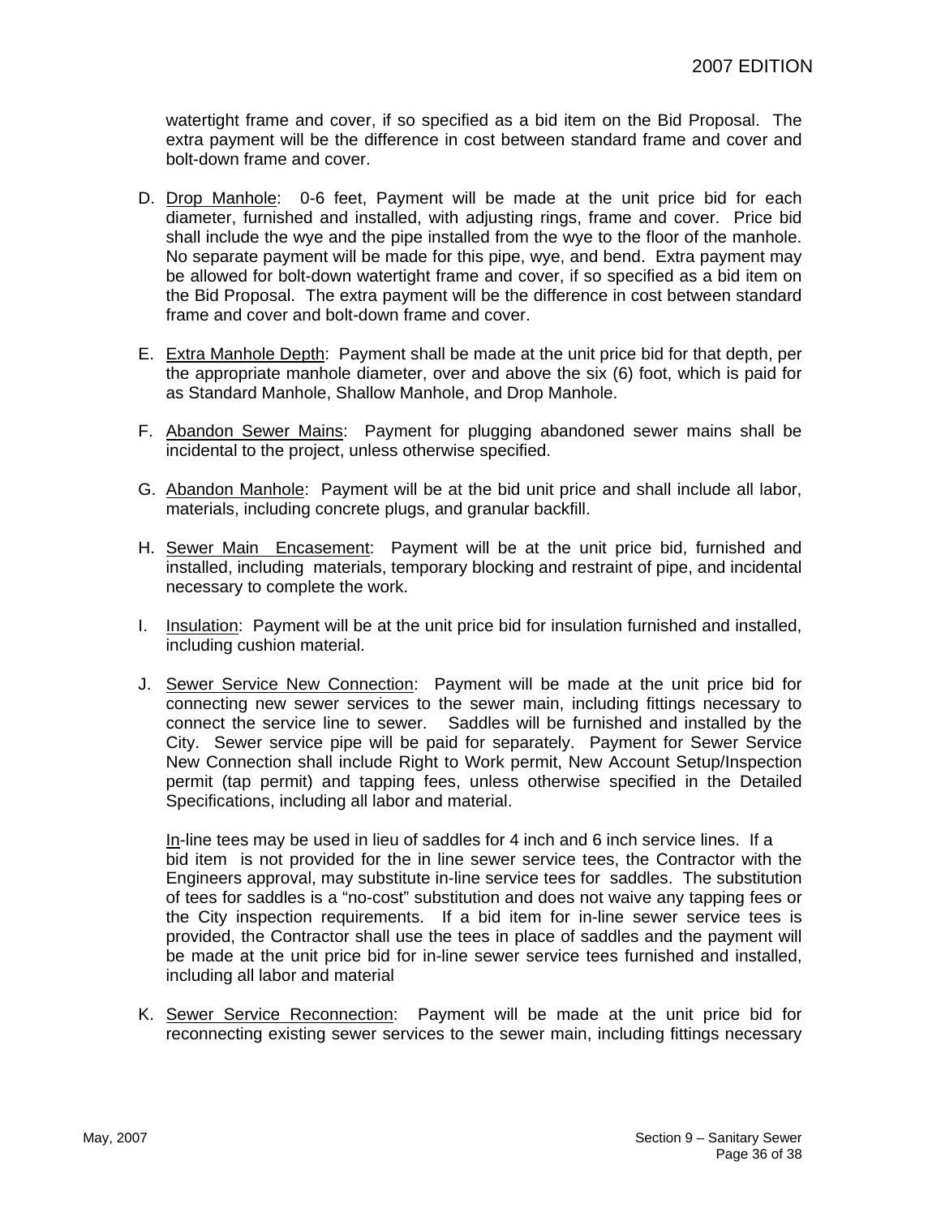watertight frame and cover, if so specified as a bid item on the Bid Proposal. The extra payment will be the difference in cost between standard frame and cover and bolt-down frame and cover.

D. Drop Manhole: 0-6 feet, Payment will be made at the unit price bid for each diameter, furnished and installed, with adjusting rings, frame and cover. Price bid shall include the wye and the pipe installed from the wye to the floor of the manhole. No separate payment will be made for this pipe, wye, and bend. Extra payment may be allowed for bolt-down watertight frame and cover, if so specified as a bid item on the Bid Proposal. The extra payment will be the difference in cost between standard frame and cover and bolt-down frame and cover.

E. Extra Manhole Depth: Payment shall be made at the unit price bid for that depth, per the appropriate manhole diameter, over and above the six (6) foot, which is paid for as Standard Manhole, Shallow Manhole, and Drop Manhole.

F. Abandon Sewer Mains: Payment for plugging abandoned sewer mains shall be incidental to the project, unless otherwise specified.

G. Abandon Manhole: Payment will be at the bid unit price and shall include all labor, materials, including concrete plugs, and granular backfill.

H. Sewer Main Encasement: Payment will be at the unit price bid, furnished and installed, including materials, temporary blocking and restraint of pipe, and incidental necessary to complete the work.

I. Insulation: Payment will be at the unit price bid for insulation furnished and installed, including cushion material.

J. Sewer Service New Connection: Payment will be made at the unit price bid for connecting new sewer services to the sewer main, including fittings necessary to connect the service line to sewer. Saddles will be furnished and installed by the City. Sewer service pipe will be paid for separately. Payment for Sewer Service New Connection shall include Right to Work permit, New Account Setup/Inspection permit (tap permit) and tapping fees, unless otherwise specified in the Detailed Specifications, including all labor and material.

   In-line tees may be used in lieu of saddles for 4 inch and 6 inch service lines. If a bid item is not provided for the in line sewer service tees, the Contractor with the Engineers approval, may substitute in-line service tees for saddles. The substitution of tees for saddles is a "no-cost" substitution and does not waive any tapping fees or the City inspection requirements. If a bid item for in-line sewer service tees is provided, the Contractor shall use the tees in place of saddles and the payment will be made at the unit price bid for in-line sewer service tees furnished and installed, including all labor and material

K. Sewer Service Reconnection: Payment will be made at the unit price bid for reconnecting existing sewer services to the sewer main, including fittings necessary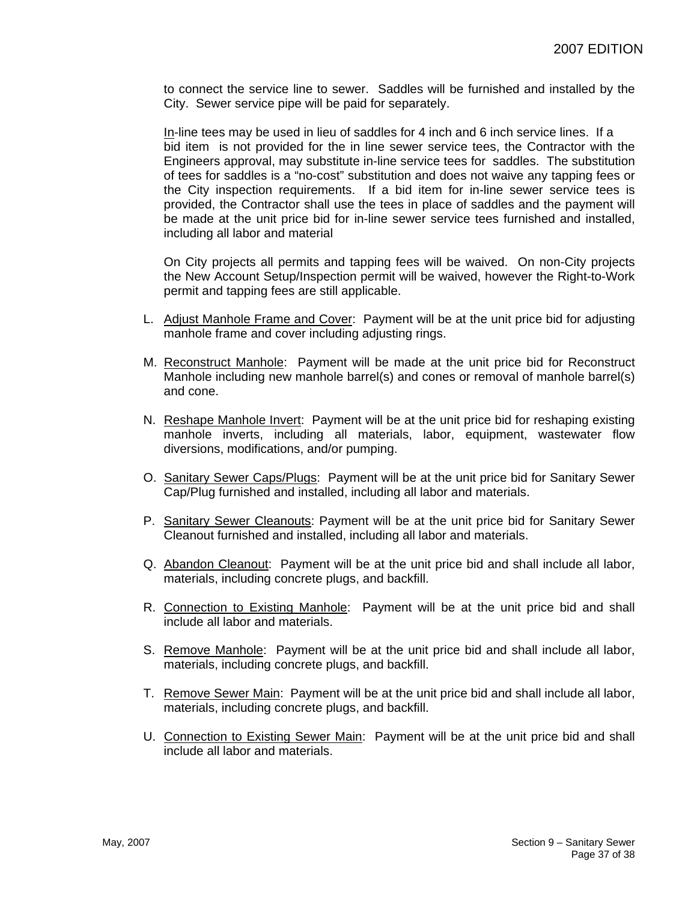to connect the service line to sewer. Saddles will be furnished and installed by the City. Sewer service pipe will be paid for separately.

In-line tees may be used in lieu of saddles for 4 inch and 6 inch service lines. If a bid item is not provided for the in line sewer service tees, the Contractor with the Engineers approval, may substitute in-line service tees for saddles. The substitution of tees for saddles is a "no-cost" substitution and does not waive any tapping fees or the City inspection requirements. If a bid item for in-line sewer service tees is provided, the Contractor shall use the tees in place of saddles and the payment will be made at the unit price bid for in-line sewer service tees furnished and installed, including all labor and material

On City projects all permits and tapping fees will be waived. On non-City projects the New Account Setup/Inspection permit will be waived, however the Right-to-Work permit and tapping fees are still applicable.

L. Adjust Manhole Frame and Cover: Payment will be at the unit price bid for adjusting manhole frame and cover including adjusting rings.

M. Reconstruct Manhole: Payment will be made at the unit price bid for Reconstruct Manhole including new manhole barrel(s) and cones or removal of manhole barrel(s) and cone.

N. Reshape Manhole Invert: Payment will be at the unit price bid for reshaping existing manhole inverts, including all materials, labor, equipment, wastewater flow diversions, modifications, and/or pumping.

O. Sanitary Sewer Caps/Plugs: Payment will be at the unit price bid for Sanitary Sewer Cap/Plug furnished and installed, including all labor and materials.

P. Sanitary Sewer Cleanouts: Payment will be at the unit price bid for Sanitary Sewer Cleanout furnished and installed, including all labor and materials.

Q. Abandon Cleanout: Payment will be at the unit price bid and shall include all labor, materials, including concrete plugs, and backfill.

R. Connection to Existing Manhole: Payment will be at the unit price bid and shall include all labor and materials.

S. Remove Manhole: Payment will be at the unit price bid and shall include all labor, materials, including concrete plugs, and backfill.

T. Remove Sewer Main: Payment will be at the unit price bid and shall include all labor, materials, including concrete plugs, and backfill.

U. Connection to Existing Sewer Main: Payment will be at the unit price bid and shall include all labor and materials.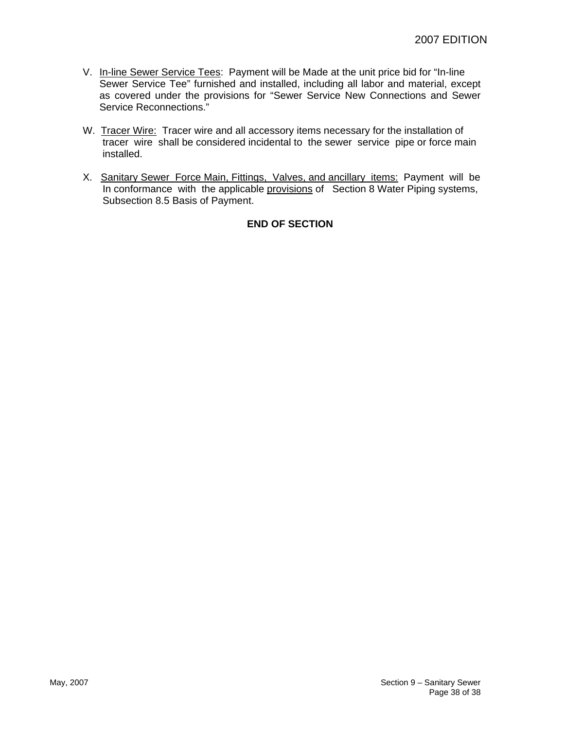V. In-line Sewer Service Tees: Payment will be Made at the unit price bid for "In-line Sewer Service Tee" furnished and installed, including all labor and material, except as covered under the provisions for "Sewer Service New Connections and Sewer Service Reconnections."

W. Tracer Wire: Tracer wire and all accessory items necessary for the installation of tracer wire shall be considered incidental to the sewer service pipe or force main installed.

X. Sanitary Sewer Force Main, Fittings, Valves, and ancillary items: Payment will be In conformance with the applicable provisions of Section 8 Water Piping systems, Subsection 8.5 Basis of Payment.

**END OF SECTION**